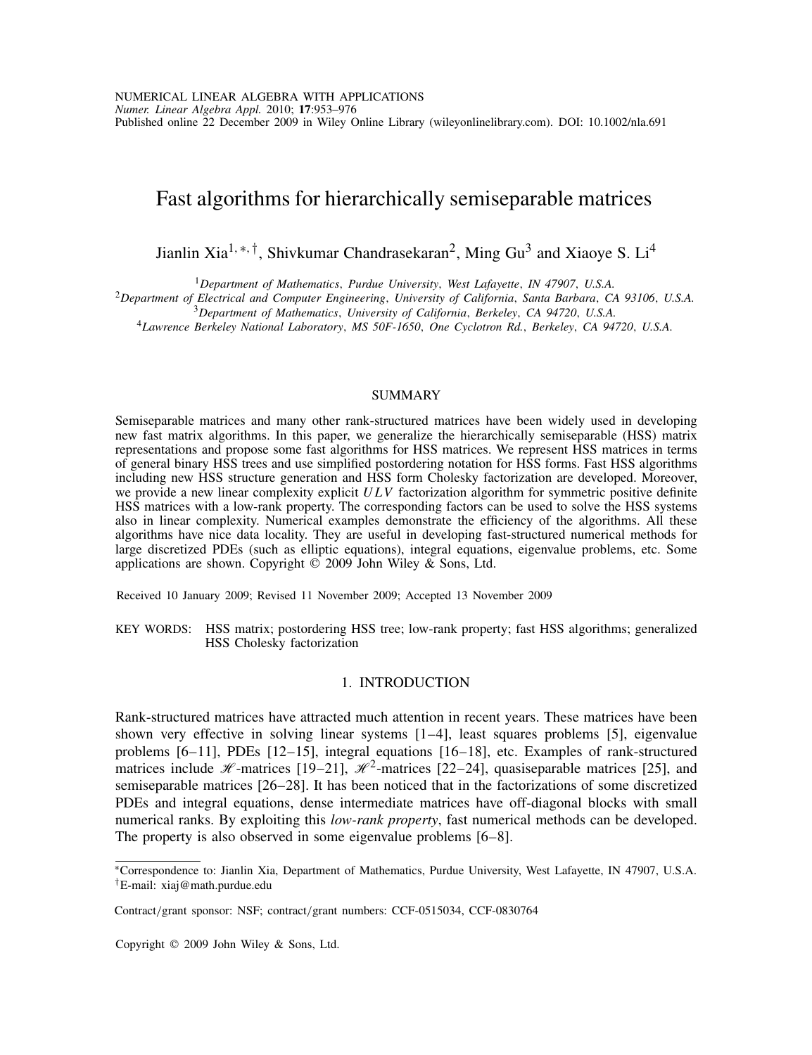# Fast algorithms for hierarchically semiseparable matrices

Jianlin Xia[1,*,†], Shivkumar Chandrasekaran[2], Ming Gu[3] and Xiaoye S. Li[4]

[1] *Department of Mathematics, Purdue University, West Lafayette, IN 47907, U.S.A.*
[2] *Department of Electrical and Computer Engineering, University of California, Santa Barbara, CA 93106, U.S.A.*
[3] *Department of Mathematics, University of California, Berkeley, CA 94720, U.S.A.*
[4] *Lawrence Berkeley National Laboratory, MS 50F-1650, One Cyclotron Rd., Berkeley, CA 94720, U.S.A.*

## SUMMARY

Semiseparable matrices and many other rank-structured matrices have been widely used in developing new fast matrix algorithms. In this paper, we generalize the hierarchically semiseparable (HSS) matrix representations and propose some fast algorithms for HSS matrices. We represent HSS matrices in terms of general binary HSS trees and use simplified postordering notation for HSS forms. Fast HSS algorithms including new HSS structure generation and HSS form Cholesky factorization are developed. Moreover, we provide a new linear complexity explicit $ULV$ factorization algorithm for symmetric positive definite HSS matrices with a low-rank property. The corresponding factors can be used to solve the HSS systems also in linear complexity. Numerical examples demonstrate the efficiency of the algorithms. All these algorithms have nice data locality. They are useful in developing fast-structured numerical methods for large discretized PDEs (such as elliptic equations), integral equations, eigenvalue problems, etc. Some applications are shown. Copyright © 2009 John Wiley & Sons, Ltd.

Received 10 January 2009; Revised 11 November 2009; Accepted 13 November 2009

KEY WORDS: HSS matrix; postordering HSS tree; low-rank property; fast HSS algorithms; generalized HSS Cholesky factorization

## 1. INTRODUCTION

Rank-structured matrices have attracted much attention in recent years. These matrices have been shown very effective in solving linear systems [1–4], least squares problems [5], eigenvalue problems [6–11], PDEs [12–15], integral equations [16–18], etc. Examples of rank-structured matrices include $\mathscr{H}$-matrices [19–21], $\mathscr{H}^2$-matrices [22–24], quasiseparable matrices [25], and semiseparable matrices [26–28]. It has been noticed that in the factorizations of some discretized PDEs and integral equations, dense intermediate matrices have off-diagonal blocks with small numerical ranks. By exploiting this *low-rank property*, fast numerical methods can be developed. The property is also observed in some eigenvalue problems [6–8].

*Correspondence to: Jianlin Xia, Department of Mathematics, Purdue University, West Lafayette, IN 47907, U.S.A.
†E-mail: xiaj@math.purdue.edu

Contract/grant sponsor: NSF; contract/grant numbers: CCF-0515034, CCF-0830764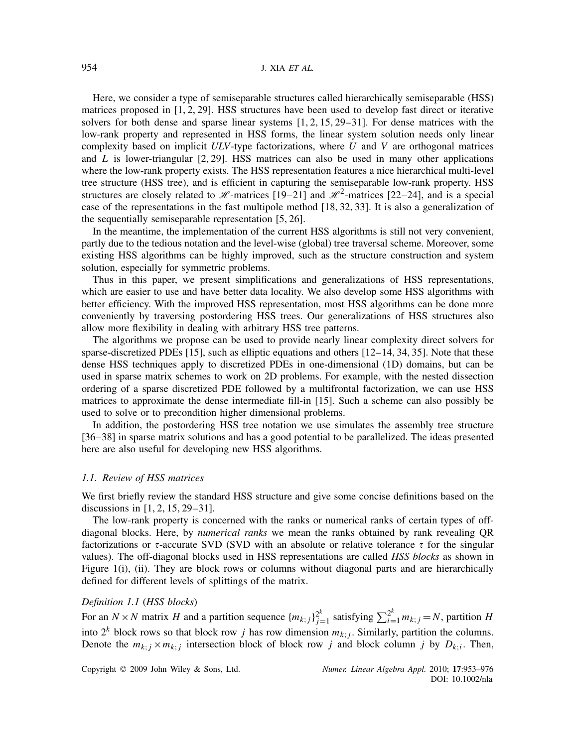Here, we consider a type of semiseparable structures called hierarchically semiseparable (HSS) matrices proposed in [1, 2, 29]. HSS structures have been used to develop fast direct or iterative solvers for both dense and sparse linear systems [1, 2, 15, 29–31]. For dense matrices with the low-rank property and represented in HSS forms, the linear system solution needs only linear complexity based on implicit *ULV*-type factorizations, where $U$ and $V$ are orthogonal matrices and $L$ is lower-triangular [2, 29]. HSS matrices can also be used in many other applications where the low-rank property exists. The HSS representation features a nice hierarchical multi-level tree structure (HSS tree), and is efficient in capturing the semiseparable low-rank property. HSS structures are closely related to $\mathscr{H}$-matrices [19–21] and $\mathscr{H}^2$-matrices [22–24], and is a special case of the representations in the fast multipole method [18, 32, 33]. It is also a generalization of the sequentially semiseparable representation [5, 26].

In the meantime, the implementation of the current HSS algorithms is still not very convenient, partly due to the tedious notation and the level-wise (global) tree traversal scheme. Moreover, some existing HSS algorithms can be highly improved, such as the structure construction and system solution, especially for symmetric problems.

Thus in this paper, we present simplifications and generalizations of HSS representations, which are easier to use and have better data locality. We also develop some HSS algorithms with better efficiency. With the improved HSS representation, most HSS algorithms can be done more conveniently by traversing postordering HSS trees. Our generalizations of HSS structures also allow more flexibility in dealing with arbitrary HSS tree patterns.

The algorithms we propose can be used to provide nearly linear complexity direct solvers for sparse-discretized PDEs [15], such as elliptic equations and others [12–14, 34, 35]. Note that these dense HSS techniques apply to discretized PDEs in one-dimensional (1D) domains, but can be used in sparse matrix schemes to work on 2D problems. For example, with the nested dissection ordering of a sparse discretized PDE followed by a multifrontal factorization, we can use HSS matrices to approximate the dense intermediate fill-in [15]. Such a scheme can also possibly be used to solve or to precondition higher dimensional problems.

In addition, the postordering HSS tree notation we use simulates the assembly tree structure [36–38] in sparse matrix solutions and has a good potential to be parallelized. The ideas presented here are also useful for developing new HSS algorithms.

### *1.1. Review of HSS matrices*

We first briefly review the standard HSS structure and give some concise definitions based on the discussions in [1, 2, 15, 29–31].

The low-rank property is concerned with the ranks or numerical ranks of certain types of off-diagonal blocks. Here, by *numerical ranks* we mean the ranks obtained by rank revealing QR factorizations or $\tau$-accurate SVD (SVD with an absolute or relative tolerance $\tau$ for the singular values). The off-diagonal blocks used in HSS representations are called *HSS blocks* as shown in Figure 1(i), (ii). They are block rows or columns without diagonal parts and are hierarchically defined for different levels of splittings of the matrix.

*Definition 1.1* (*HSS blocks*)

For an $N\times N$ matrix $H$ and a partition sequence $\{m_{k;j}\}_{j=1}^{2^k}$ satisfying $\sum_{i=1}^{2^k} m_{k;j}=N$, partition $H$ into $2^k$ block rows so that block row $j$ has row dimension $m_{k;j}$. Similarly, partition the columns. Denote the $m_{k;j}\times m_{k;j}$ intersection block of block row $j$ and block column $j$ by $D_{k;i}$. Then,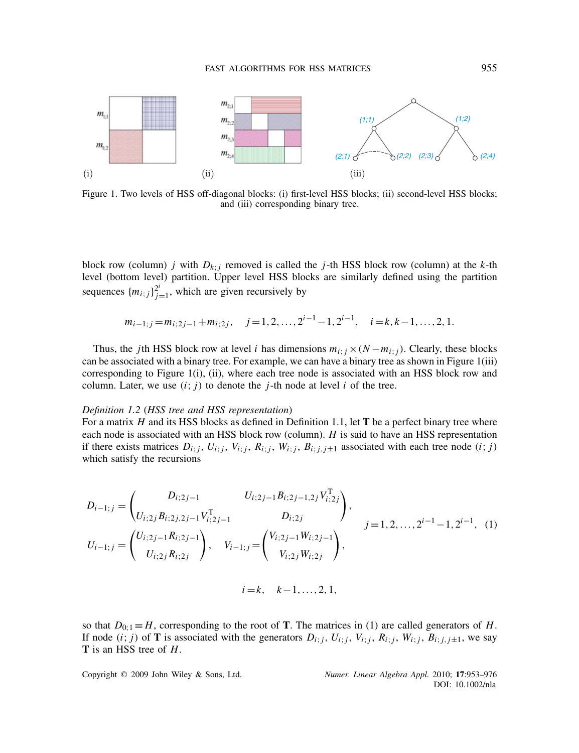Figure 1. Two levels of HSS off-diagonal blocks: (i) first-level HSS blocks; (ii) second-level HSS blocks; and (iii) corresponding binary tree.

block row (column) $j$ with $D_{k;j}$ removed is called the $j$-th HSS block row (column) at the $k$-th level (bottom level) partition. Upper level HSS blocks are similarly defined using the partition sequences $\{m_{i;j}\}_{j=1}^{2^i}$, which are given recursively by

$$m_{i-1;j} = m_{i;2j-1} + m_{i;2j}, \quad j = 1, 2, \ldots, 2^{i-1}-1, 2^{i-1}, \quad i = k, k-1, \ldots, 2, 1.$$

Thus, the $j$th HSS block row at level $i$ has dimensions $m_{i;j} \times (N - m_{i;j})$. Clearly, these blocks can be associated with a binary tree. For example, we can have a binary tree as shown in Figure 1(iii) corresponding to Figure 1(i), (ii), where each tree node is associated with an HSS block row and column. Later, we use $(i;j)$ to denote the $j$-th node at level $i$ of the tree.

*Definition 1.2* (*HSS tree and HSS representation*)
For a matrix $H$ and its HSS blocks as defined in Definition 1.1, let $\mathbf{T}$ be a perfect binary tree where each node is associated with an HSS block row (column). $H$ is said to have an HSS representation if there exists matrices $D_{i;j}$, $U_{i;j}$, $V_{i;j}$, $R_{i;j}$, $W_{i;j}$, $B_{i;j,j\pm 1}$ associated with each tree node $(i;j)$ which satisfy the recursions

$$
\begin{aligned}
D_{i-1;j} &= \begin{pmatrix} D_{i;2j-1} & U_{i;2j-1} B_{i;2j-1,2j} V_{i;2j}^{\mathrm{T}} \\ U_{i;2j} B_{i;2j,2j-1} V_{i;2j-1}^{\mathrm{T}} & D_{i;2j} \end{pmatrix}, \\
U_{i-1;j} &= \begin{pmatrix} U_{i;2j-1} R_{i;2j-1} \\ U_{i;2j} R_{i;2j} \end{pmatrix}, \quad V_{i-1;j} = \begin{pmatrix} V_{i;2j-1} W_{i;2j-1} \\ V_{i;2j} W_{i;2j} \end{pmatrix},
\end{aligned}
\qquad j = 1, 2, \ldots, 2^{i-1}-1, 2^{i-1}, \quad (1)
$$

$$i = k, \quad k-1, \ldots, 2, 1,$$

so that $D_{0;1} \equiv H$, corresponding to the root of $\mathbf{T}$. The matrices in (1) are called generators of $H$. If node $(i;j)$ of $\mathbf{T}$ is associated with the generators $D_{i;j}$, $U_{i;j}$, $V_{i;j}$, $R_{i;j}$, $W_{i;j}$, $B_{i;j,j\pm 1}$, we say $\mathbf{T}$ is an HSS tree of $H$.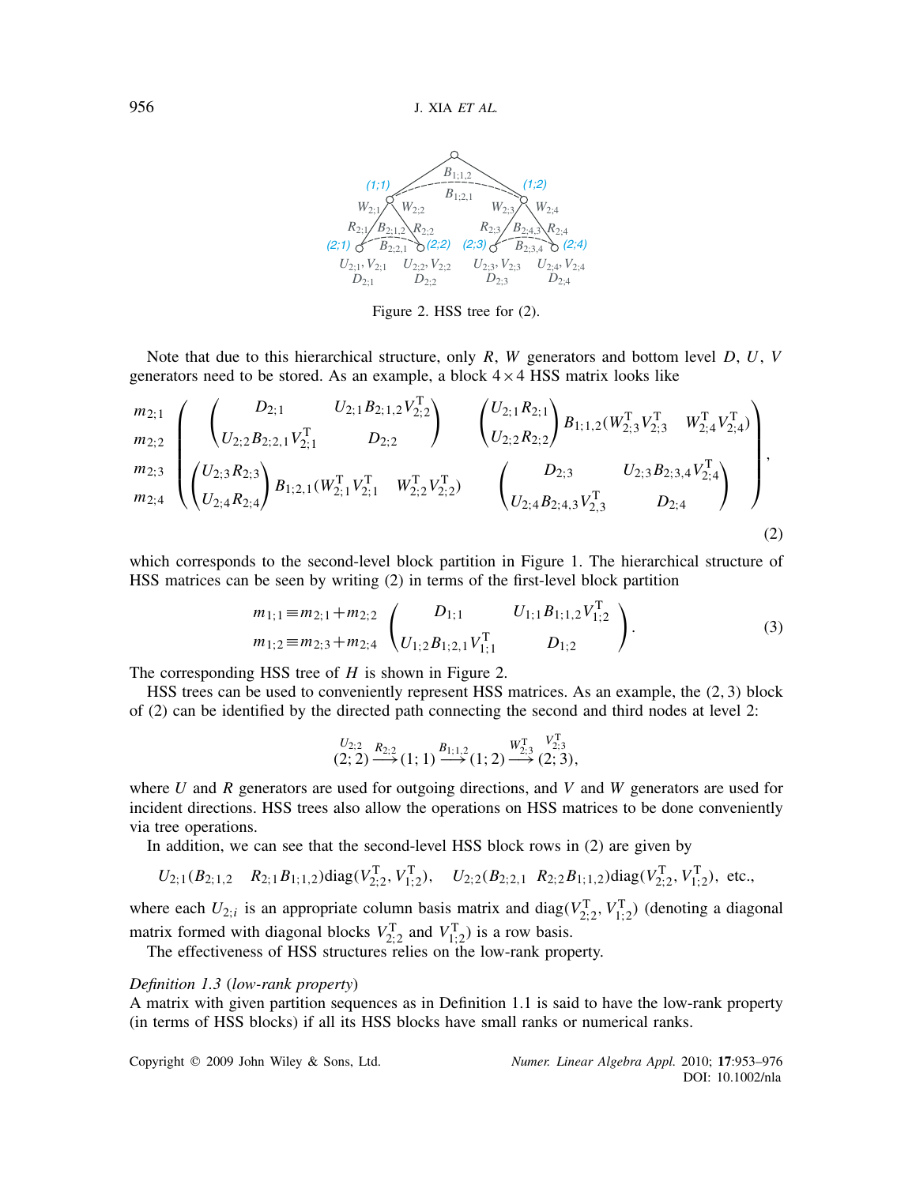Figure 2. HSS tree for (2).

Note that due to this hierarchical structure, only $R$, $W$ generators and bottom level $D$, $U$, $V$ generators need to be stored. As an example, a block $4\times 4$ HSS matrix looks like

$$
\begin{array}{c} m_{2;1} \\ m_{2;2} \\ m_{2;3} \\ m_{2;4} \end{array}
\left( \begin{array}{cc}
\begin{pmatrix} D_{2;1} & U_{2;1}B_{2;1,2}V_{2;2}^{\mathrm{T}} \\ U_{2;2}B_{2;2,1}V_{2;1}^{\mathrm{T}} & D_{2;2} \end{pmatrix} &
\begin{pmatrix} U_{2;1}R_{2;1} \\ U_{2;2}R_{2;2} \end{pmatrix} B_{1;1,2}(W_{2;3}^{\mathrm{T}}V_{2;3}^{\mathrm{T}} \quad W_{2;4}^{\mathrm{T}}V_{2;4}^{\mathrm{T}}) \\
\begin{pmatrix} U_{2;3}R_{2;3} \\ U_{2;4}R_{2;4} \end{pmatrix} B_{1;2,1}(W_{2;1}^{\mathrm{T}}V_{2;1}^{\mathrm{T}} \quad W_{2;2}^{\mathrm{T}}V_{2;2}^{\mathrm{T}}) &
\begin{pmatrix} D_{2;3} & U_{2;3}B_{2;3,4}V_{2;4}^{\mathrm{T}} \\ U_{2;4}B_{2;4,3}V_{2,3}^{\mathrm{T}} & D_{2;4} \end{pmatrix}
\end{array} \right), \tag{2}
$$

which corresponds to the second-level block partition in Figure 1. The hierarchical structure of HSS matrices can be seen by writing (2) in terms of the first-level block partition

$$
\begin{array}{c} m_{1;1} \equiv m_{2;1} + m_{2;2} \\ m_{1;2} \equiv m_{2;3} + m_{2;4} \end{array}
\begin{pmatrix} D_{1;1} & U_{1;1}B_{1;1,2}V_{1;2}^{\mathrm{T}} \\ U_{1;2}B_{1;2,1}V_{1;1}^{\mathrm{T}} & D_{1;2} \end{pmatrix}. \tag{3}
$$

The corresponding HSS tree of $H$ is shown in Figure 2.

HSS trees can be used to conveniently represent HSS matrices. As an example, the $(2,3)$ block of (2) can be identified by the directed path connecting the second and third nodes at level 2:

$$
\overset{U_{2;2}}{(2;2)} \xrightarrow{R_{2;2}} (1;1) \xrightarrow{B_{1;1,2}} (1;2) \xrightarrow{W_{2;3}^{\mathrm{T}}} \overset{V_{2;3}^{\mathrm{T}}}{(2;3)},
$$

where $U$ and $R$ generators are used for outgoing directions, and $V$ and $W$ generators are used for incident directions. HSS trees also allow the operations on HSS matrices to be done conveniently via tree operations.

In addition, we can see that the second-level HSS block rows in (2) are given by

$$
U_{2;1}(B_{2;1,2} \quad R_{2;1}B_{1;1,2})\mathrm{diag}(V_{2;2}^{\mathrm{T}}, V_{1;2}^{\mathrm{T}}), \quad U_{2;2}(B_{2;2,1} \quad R_{2;2}B_{1;1,2})\mathrm{diag}(V_{2;2}^{\mathrm{T}}, V_{1;2}^{\mathrm{T}}), \text{ etc.,}
$$

where each $U_{2;i}$ is an appropriate column basis matrix and $\mathrm{diag}(V_{2;2}^{\mathrm{T}}, V_{1;2}^{\mathrm{T}})$ (denoting a diagonal matrix formed with diagonal blocks $V_{2;2}^{\mathrm{T}}$ and $V_{1;2}^{\mathrm{T}}$) is a row basis.

The effectiveness of HSS structures relies on the low-rank property.

*Definition 1.3* (*low-rank property*)
A matrix with given partition sequences as in Definition 1.1 is said to have the low-rank property (in terms of HSS blocks) if all its HSS blocks have small ranks or numerical ranks.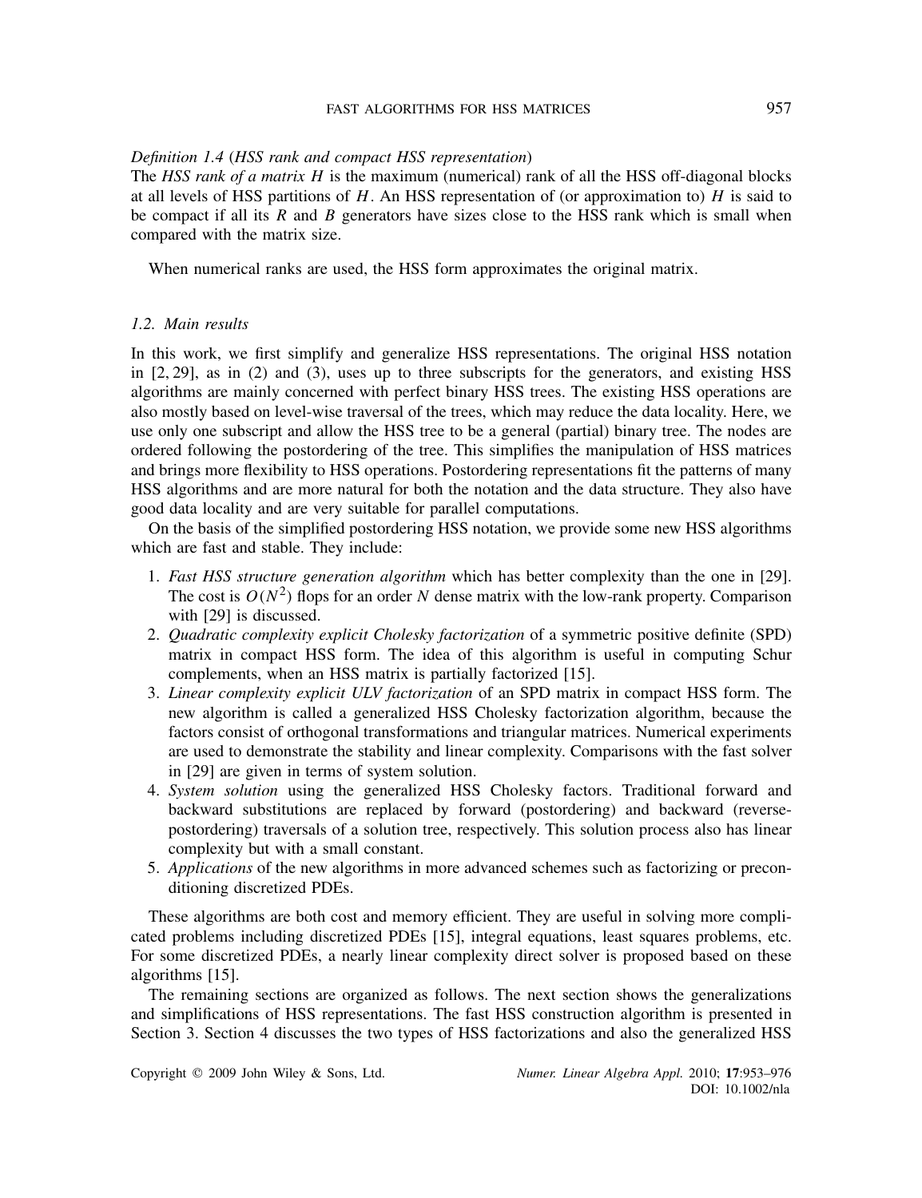*Definition 1.4* (*HSS rank and compact HSS representation*)
The *HSS rank of a matrix* $H$ is the maximum (numerical) rank of all the HSS off-diagonal blocks at all levels of HSS partitions of $H$. An HSS representation of (or approximation to) $H$ is said to be compact if all its $R$ and $B$ generators have sizes close to the HSS rank which is small when compared with the matrix size.

When numerical ranks are used, the HSS form approximates the original matrix.

### *1.2. Main results*

In this work, we first simplify and generalize HSS representations. The original HSS notation in [2, 29], as in (2) and (3), uses up to three subscripts for the generators, and existing HSS algorithms are mainly concerned with perfect binary HSS trees. The existing HSS operations are also mostly based on level-wise traversal of the trees, which may reduce the data locality. Here, we use only one subscript and allow the HSS tree to be a general (partial) binary tree. The nodes are ordered following the postordering of the tree. This simplifies the manipulation of HSS matrices and brings more flexibility to HSS operations. Postordering representations fit the patterns of many HSS algorithms and are more natural for both the notation and the data structure. They also have good data locality and are very suitable for parallel computations.

On the basis of the simplified postordering HSS notation, we provide some new HSS algorithms which are fast and stable. They include:

1. *Fast HSS structure generation algorithm* which has better complexity than the one in [29]. The cost is $O(N^2)$ flops for an order $N$ dense matrix with the low-rank property. Comparison with [29] is discussed.
2. *Quadratic complexity explicit Cholesky factorization* of a symmetric positive definite (SPD) matrix in compact HSS form. The idea of this algorithm is useful in computing Schur complements, when an HSS matrix is partially factorized [15].
3. *Linear complexity explicit ULV factorization* of an SPD matrix in compact HSS form. The new algorithm is called a generalized HSS Cholesky factorization algorithm, because the factors consist of orthogonal transformations and triangular matrices. Numerical experiments are used to demonstrate the stability and linear complexity. Comparisons with the fast solver in [29] are given in terms of system solution.
4. *System solution* using the generalized HSS Cholesky factors. Traditional forward and backward substitutions are replaced by forward (postordering) and backward (reverse-postordering) traversals of a solution tree, respectively. This solution process also has linear complexity but with a small constant.
5. *Applications* of the new algorithms in more advanced schemes such as factorizing or preconditioning discretized PDEs.

These algorithms are both cost and memory efficient. They are useful in solving more complicated problems including discretized PDEs [15], integral equations, least squares problems, etc. For some discretized PDEs, a nearly linear complexity direct solver is proposed based on these algorithms [15].

The remaining sections are organized as follows. The next section shows the generalizations and simplifications of HSS representations. The fast HSS construction algorithm is presented in Section 3. Section 4 discusses the two types of HSS factorizations and also the generalized HSS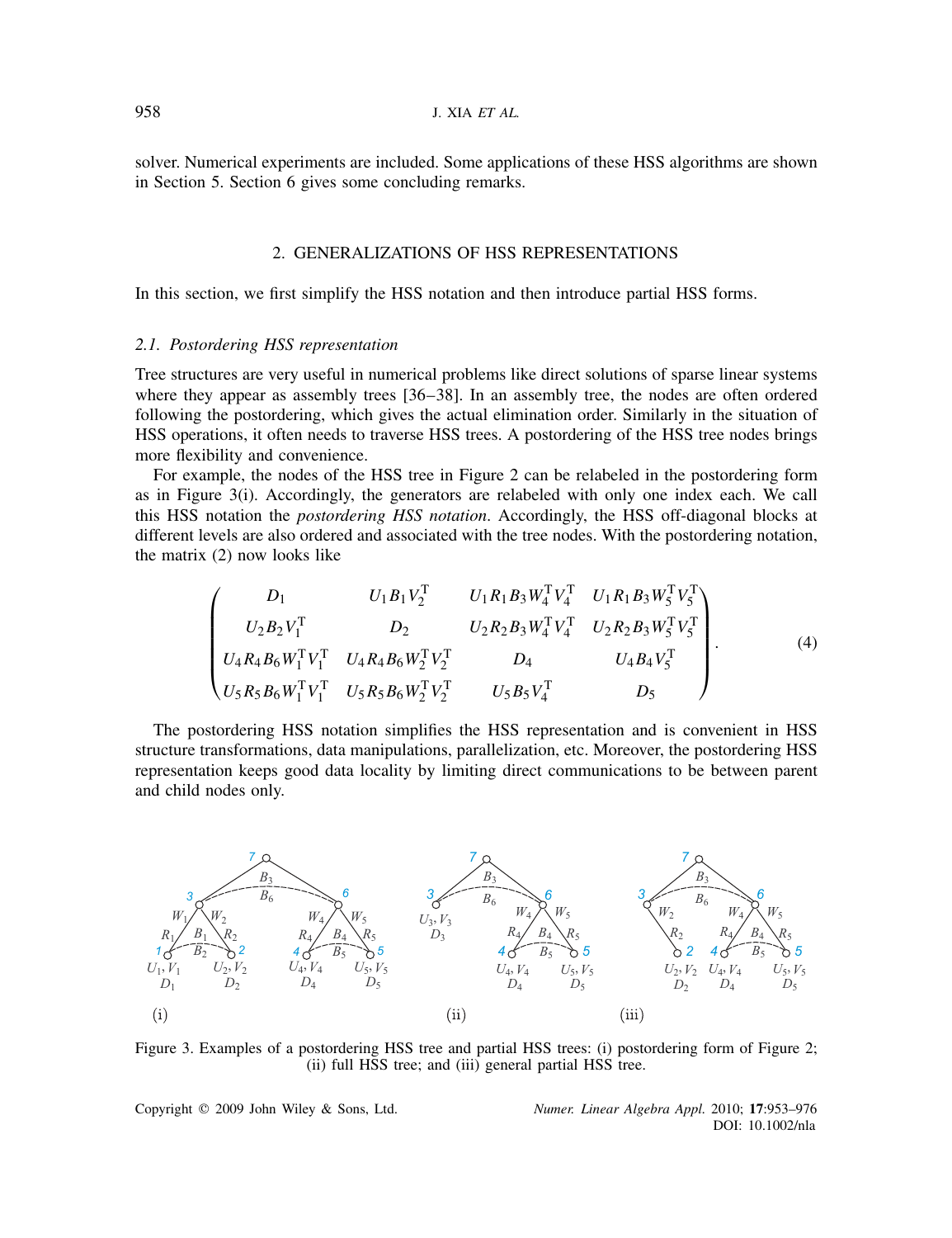solver. Numerical experiments are included. Some applications of these HSS algorithms are shown in Section 5. Section 6 gives some concluding remarks.

## 2. GENERALIZATIONS OF HSS REPRESENTATIONS

In this section, we first simplify the HSS notation and then introduce partial HSS forms.

### 2.1. Postordering HSS representation

Tree structures are very useful in numerical problems like direct solutions of sparse linear systems where they appear as assembly trees [36–38]. In an assembly tree, the nodes are often ordered following the postordering, which gives the actual elimination order. Similarly in the situation of HSS operations, it often needs to traverse HSS trees. A postordering of the HSS tree nodes brings more flexibility and convenience.

For example, the nodes of the HSS tree in Figure 2 can be relabeled in the postordering form as in Figure 3(i). Accordingly, the generators are relabeled with only one index each. We call this HSS notation the *postordering HSS notation*. Accordingly, the HSS off-diagonal blocks at different levels are also ordered and associated with the tree nodes. With the postordering notation, the matrix (2) now looks like

$$
\begin{pmatrix}
D_1 & U_1 B_1 V_2^{\mathrm{T}} & U_1 R_1 B_3 W_4^{\mathrm{T}} V_4^{\mathrm{T}} & U_1 R_1 B_3 W_5^{\mathrm{T}} V_5^{\mathrm{T}} \\
U_2 B_2 V_1^{\mathrm{T}} & D_2 & U_2 R_2 B_3 W_4^{\mathrm{T}} V_4^{\mathrm{T}} & U_2 R_2 B_3 W_5^{\mathrm{T}} V_5^{\mathrm{T}} \\
U_4 R_4 B_6 W_1^{\mathrm{T}} V_1^{\mathrm{T}} & U_4 R_4 B_6 W_2^{\mathrm{T}} V_2^{\mathrm{T}} & D_4 & U_4 B_4 V_5^{\mathrm{T}} \\
U_5 R_5 B_6 W_1^{\mathrm{T}} V_1^{\mathrm{T}} & U_5 R_5 B_6 W_2^{\mathrm{T}} V_2^{\mathrm{T}} & U_5 B_5 V_4^{\mathrm{T}} & D_5
\end{pmatrix}. \tag{4}
$$

The postordering HSS notation simplifies the HSS representation and is convenient in HSS structure transformations, data manipulations, parallelization, etc. Moreover, the postordering HSS representation keeps good data locality by limiting direct communications to be between parent and child nodes only.

Figure 3. Examples of a postordering HSS tree and partial HSS trees: (i) postordering form of Figure 2; (ii) full HSS tree; and (iii) general partial HSS tree.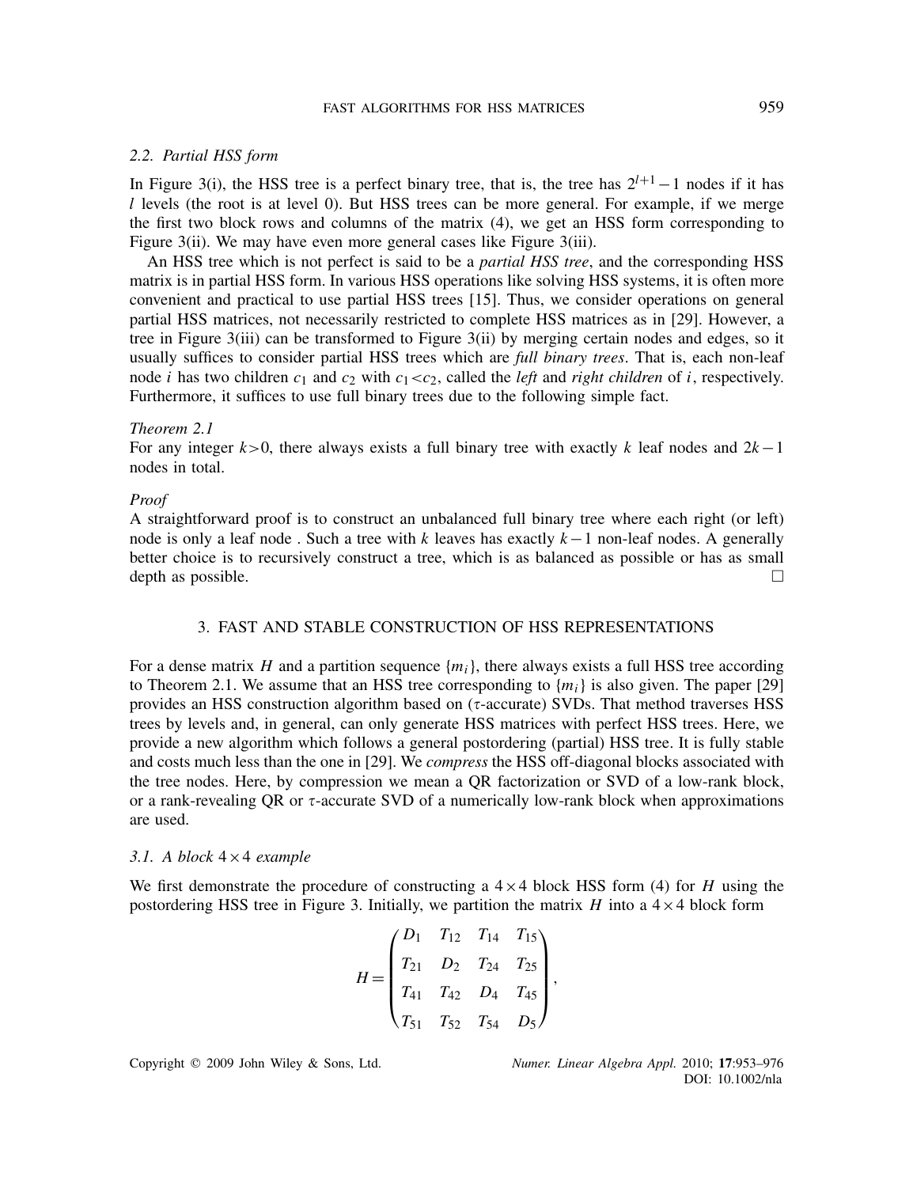### 2.2. Partial HSS form

In Figure 3(i), the HSS tree is a perfect binary tree, that is, the tree has $2^{l+1}-1$ nodes if it has $l$ levels (the root is at level 0). But HSS trees can be more general. For example, if we merge the first two block rows and columns of the matrix (4), we get an HSS form corresponding to Figure 3(ii). We may have even more general cases like Figure 3(iii).

An HSS tree which is not perfect is said to be a *partial HSS tree*, and the corresponding HSS matrix is in partial HSS form. In various HSS operations like solving HSS systems, it is often more convenient and practical to use partial HSS trees [15]. Thus, we consider operations on general partial HSS matrices, not necessarily restricted to complete HSS matrices as in [29]. However, a tree in Figure 3(iii) can be transformed to Figure 3(ii) by merging certain nodes and edges, so it usually suffices to consider partial HSS trees which are *full binary trees*. That is, each non-leaf node $i$ has two children $c_1$ and $c_2$ with $c_1 < c_2$, called the *left* and *right children* of $i$, respectively. Furthermore, it suffices to use full binary trees due to the following simple fact.

*Theorem 2.1*

For any integer $k>0$, there always exists a full binary tree with exactly $k$ leaf nodes and $2k-1$ nodes in total.

*Proof*

A straightforward proof is to construct an unbalanced full binary tree where each right (or left) node is only a leaf node . Such a tree with $k$ leaves has exactly $k-1$ non-leaf nodes. A generally better choice is to recursively construct a tree, which is as balanced as possible or has as small depth as possible. □

## 3. FAST AND STABLE CONSTRUCTION OF HSS REPRESENTATIONS

For a dense matrix $H$ and a partition sequence $\{m_i\}$, there always exists a full HSS tree according to Theorem 2.1. We assume that an HSS tree corresponding to $\{m_i\}$ is also given. The paper [29] provides an HSS construction algorithm based on ($\tau$-accurate) SVDs. That method traverses HSS trees by levels and, in general, can only generate HSS matrices with perfect HSS trees. Here, we provide a new algorithm which follows a general postordering (partial) HSS tree. It is fully stable and costs much less than the one in [29]. We *compress* the HSS off-diagonal blocks associated with the tree nodes. Here, by compression we mean a QR factorization or SVD of a low-rank block, or a rank-revealing QR or $\tau$-accurate SVD of a numerically low-rank block when approximations are used.

### 3.1. A block 4×4 example

We first demonstrate the procedure of constructing a $4\times 4$ block HSS form (4) for $H$ using the postordering HSS tree in Figure 3. Initially, we partition the matrix $H$ into a $4\times 4$ block form

$$H = \begin{pmatrix} D_1 & T_{12} & T_{14} & T_{15} \\ T_{21} & D_2 & T_{24} & T_{25} \\ T_{41} & T_{42} & D_4 & T_{45} \\ T_{51} & T_{52} & T_{54} & D_5 \end{pmatrix},$$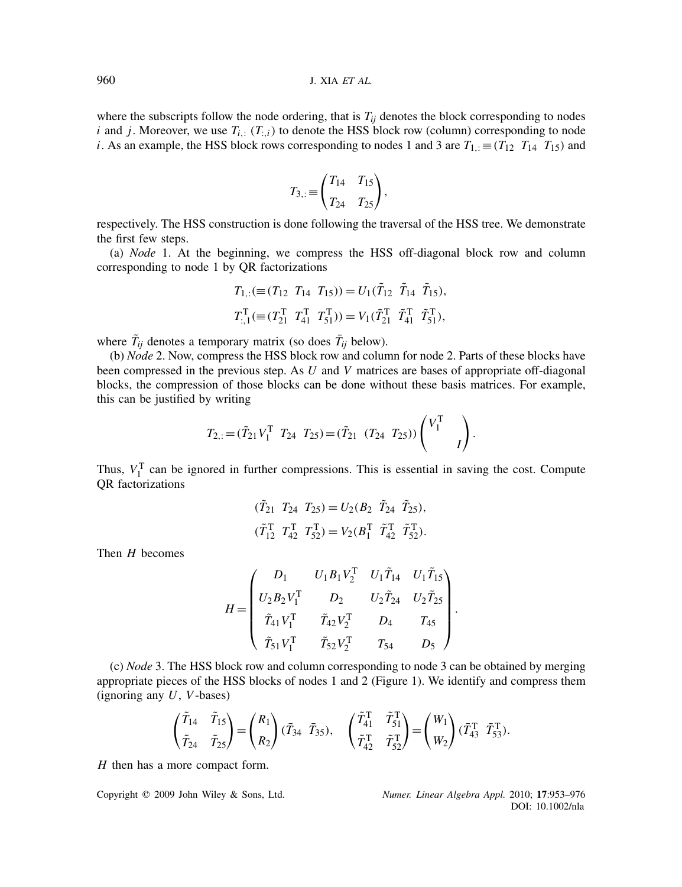where the subscripts follow the node ordering, that is $T_{ij}$ denotes the block corresponding to nodes $i$ and $j$. Moreover, we use $T_{i,:}$ ($T_{:,i}$) to denote the HSS block row (column) corresponding to node $i$. As an example, the HSS block rows corresponding to nodes 1 and 3 are $T_{1,:} \equiv (T_{12} \;\; T_{14} \;\; T_{15})$ and

$$T_{3,:} \equiv \begin{pmatrix} T_{14} & T_{15} \\ T_{24} & T_{25} \end{pmatrix},$$

respectively. The HSS construction is done following the traversal of the HSS tree. We demonstrate the first few steps.

(a) *Node* 1. At the beginning, we compress the HSS off-diagonal block row and column corresponding to node 1 by QR factorizations

$$T_{1,:}(\equiv (T_{12} \;\; T_{14} \;\; T_{15})) = U_1(\tilde{T}_{12} \;\; \tilde{T}_{14} \;\; \tilde{T}_{15}),$$

$$T_{:,1}^{\mathrm{T}}(\equiv (T_{21}^{\mathrm{T}} \;\; T_{41}^{\mathrm{T}} \;\; T_{51}^{\mathrm{T}})) = V_1(\tilde{T}_{21}^{\mathrm{T}} \;\; \tilde{T}_{41}^{\mathrm{T}} \;\; \tilde{T}_{51}^{\mathrm{T}}),$$

where $\tilde{T}_{ij}$ denotes a temporary matrix (so does $\bar{T}_{ij}$ below).

(b) *Node* 2. Now, compress the HSS block row and column for node 2. Parts of these blocks have been compressed in the previous step. As $U$ and $V$ matrices are bases of appropriate off-diagonal blocks, the compression of those blocks can be done without these basis matrices. For example, this can be justified by writing

$$T_{2,:} = (\tilde{T}_{21} V_1^{\mathrm{T}} \;\; T_{24} \;\; T_{25}) = (\tilde{T}_{21} \;\; (T_{24} \;\; T_{25})) \begin{pmatrix} V_1^{\mathrm{T}} & \\ & I \end{pmatrix}.$$

Thus, $V_1^{\mathrm{T}}$ can be ignored in further compressions. This is essential in saving the cost. Compute QR factorizations

$$(\tilde{T}_{21} \;\; T_{24} \;\; T_{25}) = U_2(B_2 \;\; \tilde{T}_{24} \;\; \tilde{T}_{25}),$$

$$(\tilde{T}_{12}^{\mathrm{T}} \;\; T_{42}^{\mathrm{T}} \;\; T_{52}^{\mathrm{T}}) = V_2(B_1^{\mathrm{T}} \;\; \tilde{T}_{42}^{\mathrm{T}} \;\; \tilde{T}_{52}^{\mathrm{T}}).$$

Then $H$ becomes

$$H = \begin{pmatrix} D_1 & U_1 B_1 V_2^{\mathrm{T}} & U_1 \tilde{T}_{14} & U_1 \tilde{T}_{15} \\ U_2 B_2 V_1^{\mathrm{T}} & D_2 & U_2 \tilde{T}_{24} & U_2 \tilde{T}_{25} \\ \tilde{T}_{41} V_1^{\mathrm{T}} & \tilde{T}_{42} V_2^{\mathrm{T}} & D_4 & T_{45} \\ \tilde{T}_{51} V_1^{\mathrm{T}} & \tilde{T}_{52} V_2^{\mathrm{T}} & T_{54} & D_5 \end{pmatrix}.$$

(c) *Node* 3. The HSS block row and column corresponding to node 3 can be obtained by merging appropriate pieces of the HSS blocks of nodes 1 and 2 (Figure 1). We identify and compress them (ignoring any $U$, $V$-bases)

$$\begin{pmatrix} \tilde{T}_{14} & \tilde{T}_{15} \\ \tilde{T}_{24} & \tilde{T}_{25} \end{pmatrix} = \begin{pmatrix} R_1 \\ R_2 \end{pmatrix} (\bar{T}_{34} \;\; \bar{T}_{35}), \quad \begin{pmatrix} \tilde{T}_{41}^{\mathrm{T}} & \tilde{T}_{51}^{\mathrm{T}} \\ \tilde{T}_{42}^{\mathrm{T}} & \tilde{T}_{52}^{\mathrm{T}} \end{pmatrix} = \begin{pmatrix} W_1 \\ W_2 \end{pmatrix} (\bar{T}_{43}^{\mathrm{T}} \;\; \bar{T}_{53}^{\mathrm{T}}).$$

$H$ then has a more compact form.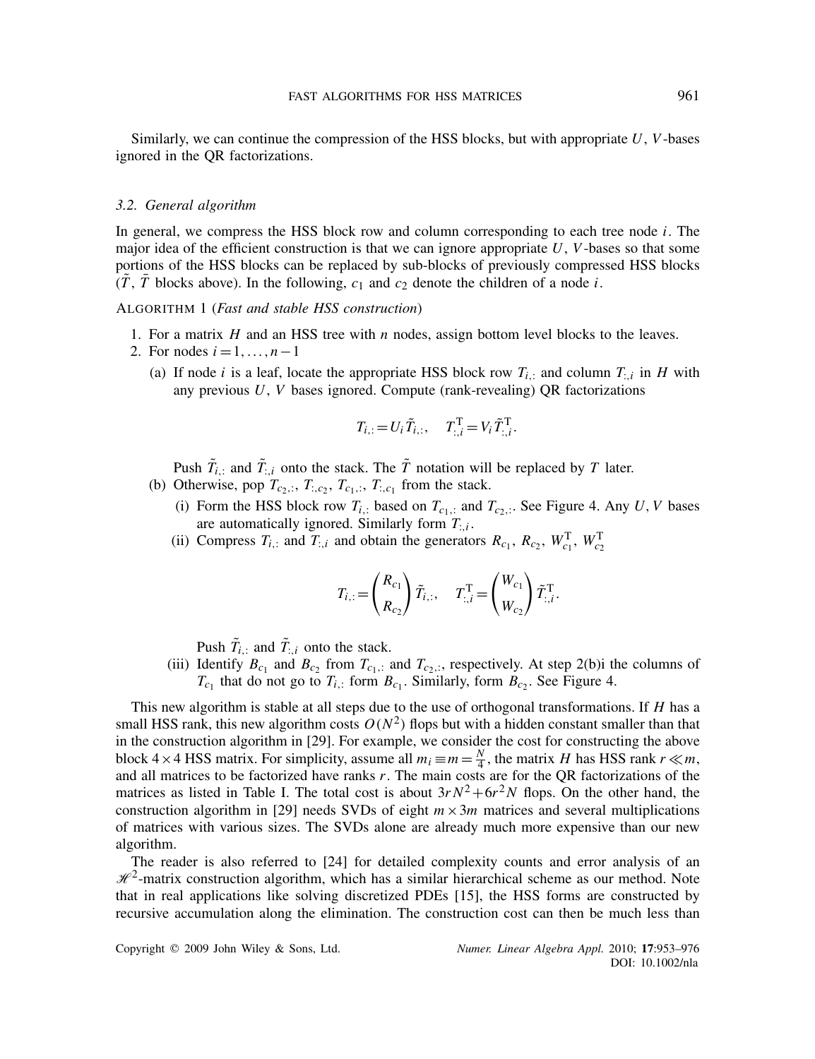Similarly, we can continue the compression of the HSS blocks, but with appropriate $U$, $V$-bases ignored in the QR factorizations.

### 3.2. General algorithm

In general, we compress the HSS block row and column corresponding to each tree node $i$. The major idea of the efficient construction is that we can ignore appropriate $U$, $V$-bases so that some portions of the HSS blocks can be replaced by sub-blocks of previously compressed HSS blocks ($\tilde{T}$, $\bar{T}$ blocks above). In the following, $c_1$ and $c_2$ denote the children of a node $i$.

ALGORITHM 1 (*Fast and stable HSS construction*)

1. For a matrix $H$ and an HSS tree with $n$ nodes, assign bottom level blocks to the leaves.
2. For nodes $i = 1, \ldots, n-1$
   (a) If node $i$ is a leaf, locate the appropriate HSS block row $T_{i,:}$ and column $T_{:,i}$ in $H$ with any previous $U$, $V$ bases ignored. Compute (rank-revealing) QR factorizations

   $$T_{i,:} = U_i \tilde{T}_{i,:}, \quad T_{:,i}^{\mathrm{T}} = V_i \tilde{T}_{:,i}^{\mathrm{T}}.$$

   Push $\tilde{T}_{i,:}$ and $\tilde{T}_{:,i}$ onto the stack. The $\tilde{T}$ notation will be replaced by $T$ later.

   (b) Otherwise, pop $T_{c_2,:}$, $T_{:,c_2}$, $T_{c_1,:}$, $T_{:,c_1}$ from the stack.
      (i) Form the HSS block row $T_{i,:}$ based on $T_{c_1,:}$ and $T_{c_2,:}$. See Figure 4. Any $U$, $V$ bases are automatically ignored. Similarly form $T_{:,i}$.
      (ii) Compress $T_{i,:}$ and $T_{:,i}$ and obtain the generators $R_{c_1}$, $R_{c_2}$, $W_{c_1}^{\mathrm{T}}$, $W_{c_2}^{\mathrm{T}}$

      $$T_{i,:} = \begin{pmatrix} R_{c_1} \\ R_{c_2} \end{pmatrix} \tilde{T}_{i,:}, \quad T_{:,i}^{\mathrm{T}} = \begin{pmatrix} W_{c_1} \\ W_{c_2} \end{pmatrix} \tilde{T}_{:,i}^{\mathrm{T}}.$$

      Push $\tilde{T}_{i,:}$ and $\tilde{T}_{:,i}$ onto the stack.
      (iii) Identify $B_{c_1}$ and $B_{c_2}$ from $T_{c_1,:}$ and $T_{c_2,:}$, respectively. At step 2(b)i the columns of $T_{c_1}$ that do not go to $T_{i,:}$ form $B_{c_1}$. Similarly, form $B_{c_2}$. See Figure 4.

This new algorithm is stable at all steps due to the use of orthogonal transformations. If $H$ has a small HSS rank, this new algorithm costs $O(N^2)$ flops but with a hidden constant smaller than that in the construction algorithm in [29]. For example, we consider the cost for constructing the above block $4\times 4$ HSS matrix. For simplicity, assume all $m_i \equiv m = \frac{N}{4}$, the matrix $H$ has HSS rank $r \ll m$, and all matrices to be factorized have ranks $r$. The main costs are for the QR factorizations of the matrices as listed in Table I. The total cost is about $3rN^2 + 6r^2N$ flops. On the other hand, the construction algorithm in [29] needs SVDs of eight $m \times 3m$ matrices and several multiplications of matrices with various sizes. The SVDs alone are already much more expensive than our new algorithm.

The reader is also referred to [24] for detailed complexity counts and error analysis of an $\mathscr{H}^2$-matrix construction algorithm, which has a similar hierarchical scheme as our method. Note that in real applications like solving discretized PDEs [15], the HSS forms are constructed by recursive accumulation along the elimination. The construction cost can then be much less than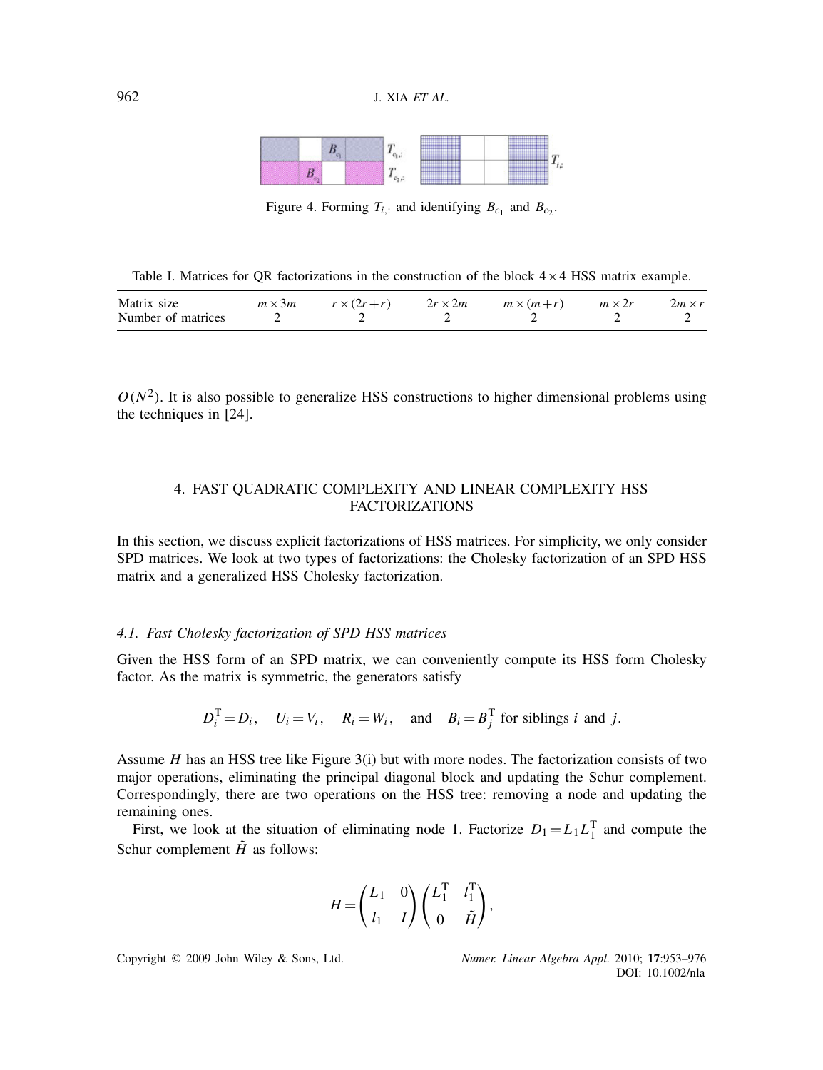Figure 4. Forming $T_{i,:}$ and identifying $B_{c_1}$ and $B_{c_2}$.

Table I. Matrices for QR factorizations in the construction of the block $4\times 4$ HSS matrix example.

| Matrix size | $m\times 3m$ | $r\times(2r+r)$ | $2r\times 2m$ | $m\times(m+r)$ | $m\times 2r$ | $2m\times r$ |
|---|---|---|---|---|---|---|
| Number of matrices | 2 | 2 | 2 | 2 | 2 | 2 |

$O(N^2)$. It is also possible to generalize HSS constructions to higher dimensional problems using the techniques in [24].

## 4. FAST QUADRATIC COMPLEXITY AND LINEAR COMPLEXITY HSS FACTORIZATIONS

In this section, we discuss explicit factorizations of HSS matrices. For simplicity, we only consider SPD matrices. We look at two types of factorizations: the Cholesky factorization of an SPD HSS matrix and a generalized HSS Cholesky factorization.

### 4.1. Fast Cholesky factorization of SPD HSS matrices

Given the HSS form of an SPD matrix, we can conveniently compute its HSS form Cholesky factor. As the matrix is symmetric, the generators satisfy

$$D_i^{\mathrm{T}}=D_i,\quad U_i=V_i,\quad R_i=W_i,\quad \text{and}\quad B_i=B_j^{\mathrm{T}} \text{ for siblings } i \text{ and } j.$$

Assume $H$ has an HSS tree like Figure 3(i) but with more nodes. The factorization consists of two major operations, eliminating the principal diagonal block and updating the Schur complement. Correspondingly, there are two operations on the HSS tree: removing a node and updating the remaining ones.

First, we look at the situation of eliminating node 1. Factorize $D_1=L_1L_1^{\mathrm{T}}$ and compute the Schur complement $\tilde{H}$ as follows:

$$H=\begin{pmatrix} L_1 & 0\\ l_1 & I\end{pmatrix}\begin{pmatrix} L_1^{\mathrm{T}} & l_1^{\mathrm{T}}\\ 0 & \tilde{H}\end{pmatrix},$$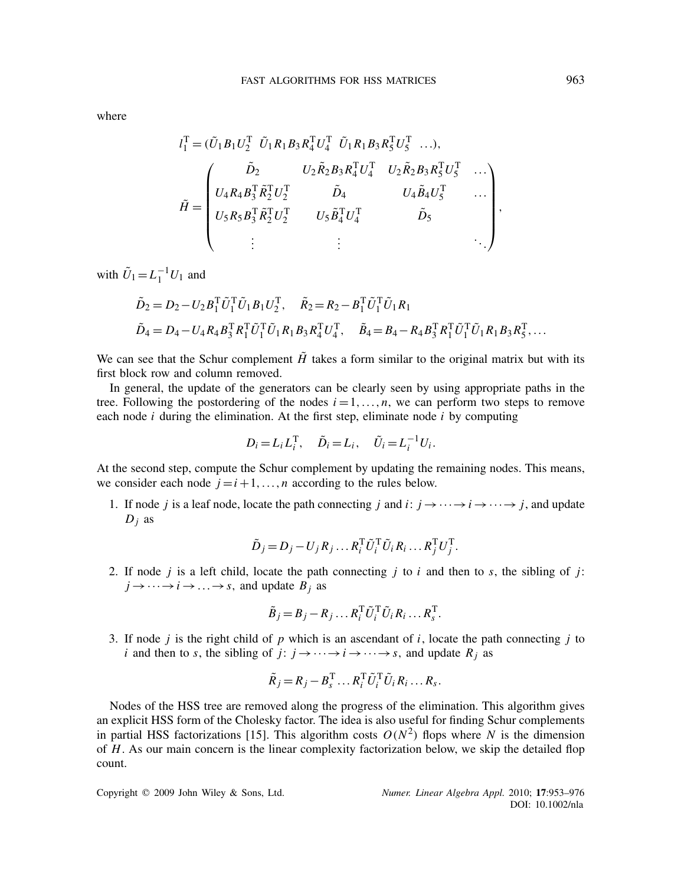where

$$l_1^{\mathrm{T}} = (\tilde{U}_1 B_1 U_2^{\mathrm{T}} \ \ \tilde{U}_1 R_1 B_3 R_4^{\mathrm{T}} U_4^{\mathrm{T}} \ \ \tilde{U}_1 R_1 B_3 R_5^{\mathrm{T}} U_5^{\mathrm{T}} \ \ \ldots),$$

$$\tilde{H} = \begin{pmatrix} \tilde{D}_2 & U_2 \tilde{R}_2 B_3 R_4^{\mathrm{T}} U_4^{\mathrm{T}} & U_2 \tilde{R}_2 B_3 R_5^{\mathrm{T}} U_5^{\mathrm{T}} & \ldots \\ U_4 R_4 B_3^{\mathrm{T}} \tilde{R}_2^{\mathrm{T}} U_2^{\mathrm{T}} & \tilde{D}_4 & U_4 \tilde{B}_4 U_5^{\mathrm{T}} & \ldots \\ U_5 R_5 B_3^{\mathrm{T}} \tilde{R}_2^{\mathrm{T}} U_2^{\mathrm{T}} & U_5 \tilde{B}_4^{\mathrm{T}} U_4^{\mathrm{T}} & \tilde{D}_5 & \\ \vdots & \vdots & & \ddots \end{pmatrix},$$

with $\tilde{U}_1 = L_1^{-1} U_1$ and

$$\tilde{D}_2 = D_2 - U_2 B_1^{\mathrm{T}} \tilde{U}_1^{\mathrm{T}} \tilde{U}_1 B_1 U_2^{\mathrm{T}}, \quad \tilde{R}_2 = R_2 - B_1^{\mathrm{T}} \tilde{U}_1^{\mathrm{T}} \tilde{U}_1 R_1$$

$$\tilde{D}_4 = D_4 - U_4 R_4 B_3^{\mathrm{T}} R_1^{\mathrm{T}} \tilde{U}_1^{\mathrm{T}} \tilde{U}_1 R_1 B_3 R_4^{\mathrm{T}} U_4^{\mathrm{T}}, \quad \tilde{B}_4 = B_4 - R_4 B_3^{\mathrm{T}} R_1^{\mathrm{T}} \tilde{U}_1^{\mathrm{T}} \tilde{U}_1 R_1 B_3 R_5^{\mathrm{T}}, \ldots$$

We can see that the Schur complement $\tilde{H}$ takes a form similar to the original matrix but with its first block row and column removed.

In general, the update of the generators can be clearly seen by using appropriate paths in the tree. Following the postordering of the nodes $i = 1, \ldots, n$, we can perform two steps to remove each node $i$ during the elimination. At the first step, eliminate node $i$ by computing

$$D_i = L_i L_i^{\mathrm{T}}, \quad \tilde{D}_i = L_i, \quad \tilde{U}_i = L_i^{-1} U_i.$$

At the second step, compute the Schur complement by updating the remaining nodes. This means, we consider each node $j = i+1, \ldots, n$ according to the rules below.

1. If node $j$ is a leaf node, locate the path connecting $j$ and $i$: $j \to \cdots \to i \to \cdots \to j$, and update $D_j$ as

$$\tilde{D}_j = D_j - U_j R_j \ldots R_i^{\mathrm{T}} \tilde{U}_i^{\mathrm{T}} \tilde{U}_i R_i \ldots R_j^{\mathrm{T}} U_j^{\mathrm{T}}.$$

2. If node $j$ is a left child, locate the path connecting $j$ to $i$ and then to $s$, the sibling of $j$: $j \to \cdots \to i \to \ldots \to s$, and update $B_j$ as

$$\tilde{B}_j = B_j - R_j \ldots R_i^{\mathrm{T}} \tilde{U}_i^{\mathrm{T}} \tilde{U}_i R_i \ldots R_s^{\mathrm{T}}.$$

3. If node $j$ is the right child of $p$ which is an ascendant of $i$, locate the path connecting $j$ to $i$ and then to $s$, the sibling of $j$: $j \to \cdots \to i \to \cdots \to s$, and update $R_j$ as

$$\tilde{R}_j = R_j - B_s^{\mathrm{T}} \ldots R_i^{\mathrm{T}} \tilde{U}_i^{\mathrm{T}} \tilde{U}_i R_i \ldots R_s.$$

Nodes of the HSS tree are removed along the progress of the elimination. This algorithm gives an explicit HSS form of the Cholesky factor. The idea is also useful for finding Schur complements in partial HSS factorizations [15]. This algorithm costs $O(N^2)$ flops where $N$ is the dimension of $H$. As our main concern is the linear complexity factorization below, we skip the detailed flop count.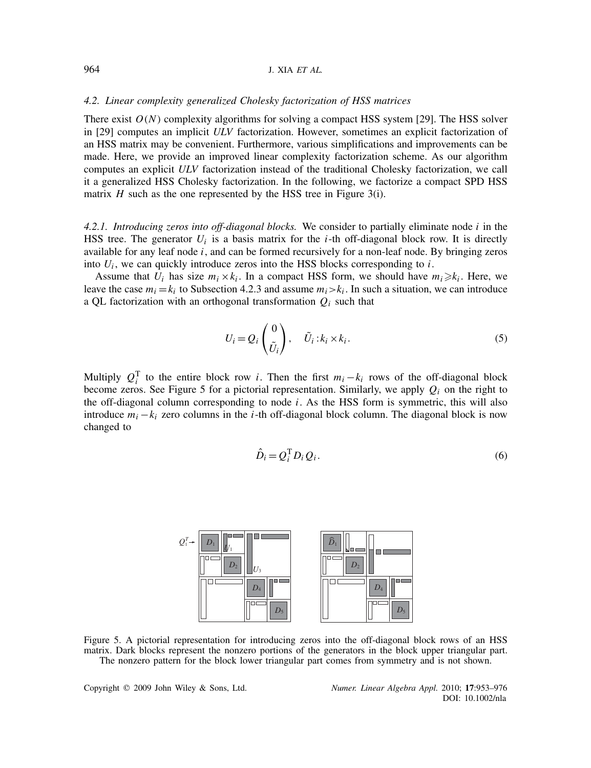### 4.2. Linear complexity generalized Cholesky factorization of HSS matrices

There exist $O(N)$ complexity algorithms for solving a compact HSS system [29]. The HSS solver in [29] computes an implicit *ULV* factorization. However, sometimes an explicit factorization of an HSS matrix may be convenient. Furthermore, various simplifications and improvements can be made. Here, we provide an improved linear complexity factorization scheme. As our algorithm computes an explicit *ULV* factorization instead of the traditional Cholesky factorization, we call it a generalized HSS Cholesky factorization. In the following, we factorize a compact SPD HSS matrix $H$ such as the one represented by the HSS tree in Figure 3(i).

*4.2.1. Introducing zeros into off-diagonal blocks.* We consider to partially eliminate node $i$ in the HSS tree. The generator $U_i$ is a basis matrix for the $i$-th off-diagonal block row. It is directly available for any leaf node $i$, and can be formed recursively for a non-leaf node. By bringing zeros into $U_i$, we can quickly introduce zeros into the HSS blocks corresponding to $i$.

Assume that $U_i$ has size $m_i \times k_i$. In a compact HSS form, we should have $m_i \geqslant k_i$. Here, we leave the case $m_i = k_i$ to Subsection 4.2.3 and assume $m_i > k_i$. In such a situation, we can introduce a QL factorization with an orthogonal transformation $Q_i$ such that

$$U_i = Q_i \begin{pmatrix} 0 \\ \tilde{U}_i \end{pmatrix}, \quad \tilde{U}_i : k_i \times k_i. \tag{5}$$

Multiply $Q_i^{\mathrm{T}}$ to the entire block row $i$. Then the first $m_i - k_i$ rows of the off-diagonal block become zeros. See Figure 5 for a pictorial representation. Similarly, we apply $Q_i$ on the right to the off-diagonal column corresponding to node $i$. As the HSS form is symmetric, this will also introduce $m_i - k_i$ zero columns in the $i$-th off-diagonal block column. The diagonal block is now changed to

$$\hat{D}_i = Q_i^{\mathrm{T}} D_i Q_i. \tag{6}$$

Figure 5. A pictorial representation for introducing zeros into the off-diagonal block rows of an HSS matrix. Dark blocks represent the nonzero portions of the generators in the block upper triangular part. The nonzero pattern for the block lower triangular part comes from symmetry and is not shown.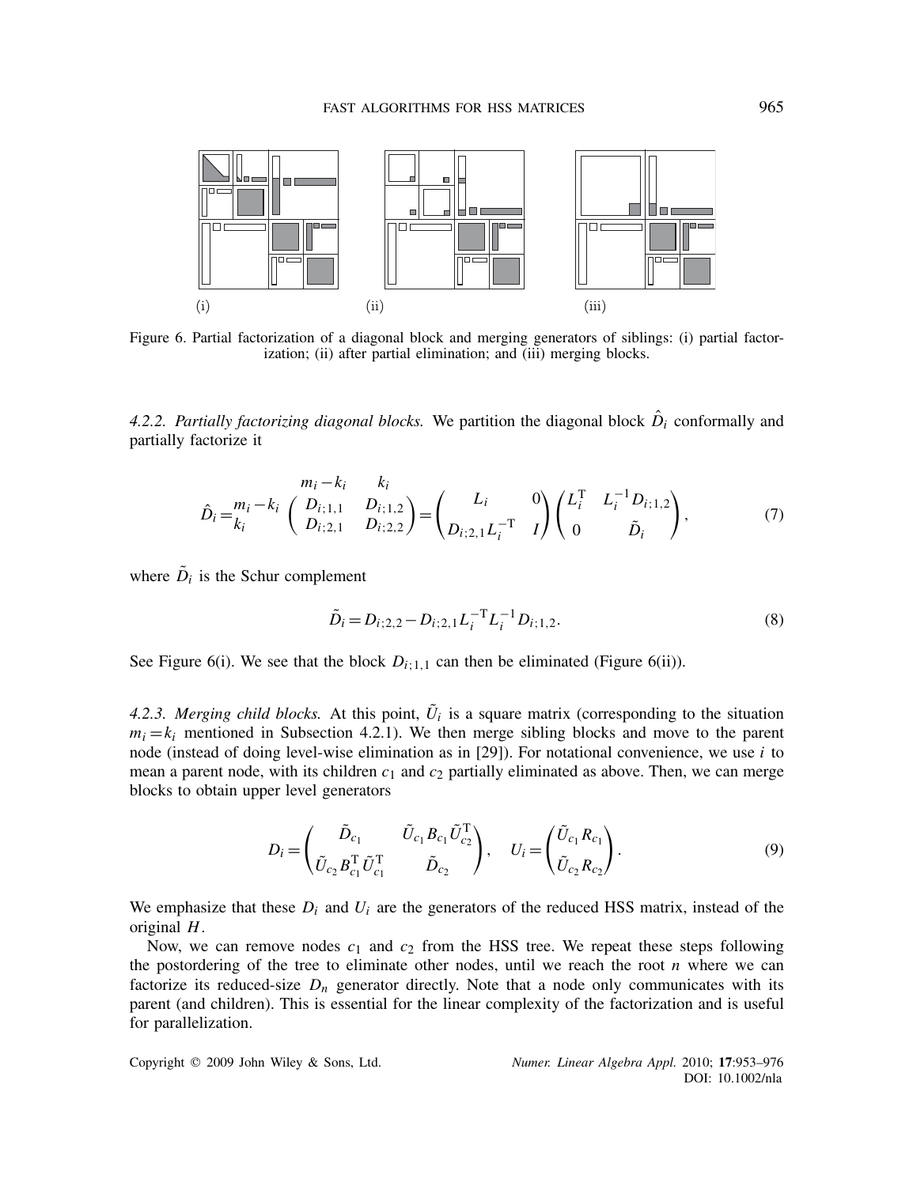Figure 6. Partial factorization of a diagonal block and merging generators of siblings: (i) partial factorization; (ii) after partial elimination; and (iii) merging blocks.

*4.2.2. Partially factorizing diagonal blocks.* We partition the diagonal block $\hat{D}_i$ conformally and partially factorize it

$$\hat{D}_i = \begin{matrix} & m_i - k_i & k_i \\ m_i - k_i & D_{i;1,1} & D_{i;1,2} \\ k_i & D_{i;2,1} & D_{i;2,2} \end{matrix} = \begin{pmatrix} L_i & 0 \\ D_{i;2,1} L_i^{-\mathrm{T}} & I \end{pmatrix} \begin{pmatrix} L_i^{\mathrm{T}} & L_i^{-1} D_{i;1,2} \\ 0 & \tilde{D}_i \end{pmatrix}, \tag{7}$$

where $\tilde{D}_i$ is the Schur complement

$$\tilde{D}_i = D_{i;2,2} - D_{i;2,1} L_i^{-\mathrm{T}} L_i^{-1} D_{i;1,2}. \tag{8}$$

See Figure 6(i). We see that the block $D_{i;1,1}$ can then be eliminated (Figure 6(ii)).

*4.2.3. Merging child blocks.* At this point, $\tilde{U}_i$ is a square matrix (corresponding to the situation $m_i = k_i$ mentioned in Subsection 4.2.1). We then merge sibling blocks and move to the parent node (instead of doing level-wise elimination as in [29]). For notational convenience, we use $i$ to mean a parent node, with its children $c_1$ and $c_2$ partially eliminated as above. Then, we can merge blocks to obtain upper level generators

$$D_i = \begin{pmatrix} \tilde{D}_{c_1} & \tilde{U}_{c_1} B_{c_1} \tilde{U}_{c_2}^{\mathrm{T}} \\ \tilde{U}_{c_2} B_{c_1}^{\mathrm{T}} \tilde{U}_{c_1}^{\mathrm{T}} & \tilde{D}_{c_2} \end{pmatrix}, \quad U_i = \begin{pmatrix} \tilde{U}_{c_1} R_{c_1} \\ \tilde{U}_{c_2} R_{c_2} \end{pmatrix}. \tag{9}$$

We emphasize that these $D_i$ and $U_i$ are the generators of the reduced HSS matrix, instead of the original $H$.

Now, we can remove nodes $c_1$ and $c_2$ from the HSS tree. We repeat these steps following the postordering of the tree to eliminate other nodes, until we reach the root $n$ where we can factorize its reduced-size $D_n$ generator directly. Note that a node only communicates with its parent (and children). This is essential for the linear complexity of the factorization and is useful for parallelization.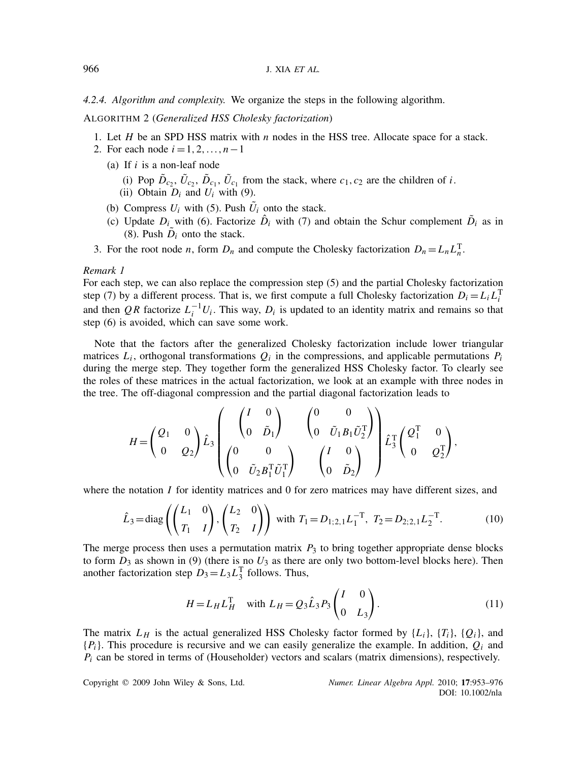*4.2.4. Algorithm and complexity.* We organize the steps in the following algorithm.

ALGORITHM 2 (*Generalized HSS Cholesky factorization*)

1. Let $H$ be an SPD HSS matrix with $n$ nodes in the HSS tree. Allocate space for a stack.
2. For each node $i = 1, 2, \ldots, n-1$
   (a) If $i$ is a non-leaf node
      (i) Pop $\tilde{D}_{c_2}$, $\tilde{U}_{c_2}$, $\tilde{D}_{c_1}$, $\tilde{U}_{c_1}$ from the stack, where $c_1, c_2$ are the children of $i$.
      (ii) Obtain $D_i$ and $U_i$ with (9).
   (b) Compress $U_i$ with (5). Push $\tilde{U}_i$ onto the stack.
   (c) Update $D_i$ with (6). Factorize $\hat{D}_i$ with (7) and obtain the Schur complement $\tilde{D}_i$ as in (8). Push $\tilde{D}_i$ onto the stack.
3. For the root node $n$, form $D_n$ and compute the Cholesky factorization $D_n = L_n L_n^{\mathrm{T}}$.

*Remark 1*

For each step, we can also replace the compression step (5) and the partial Cholesky factorization step (7) by a different process. That is, we first compute a full Cholesky factorization $D_i = L_i L_i^{\mathrm{T}}$ and then $QR$ factorize $L_i^{-1} U_i$. This way, $D_i$ is updated to an identity matrix and remains so that step (6) is avoided, which can save some work.

Note that the factors after the generalized Cholesky factorization include lower triangular matrices $L_i$, orthogonal transformations $Q_i$ in the compressions, and applicable permutations $P_i$ during the merge step. They together form the generalized HSS Cholesky factor. To clearly see the roles of these matrices in the actual factorization, we look at an example with three nodes in the tree. The off-diagonal compression and the partial diagonal factorization leads to

$$H = \begin{pmatrix} Q_1 & 0 \\ 0 & Q_2 \end{pmatrix} \hat{L}_3 \begin{pmatrix} \begin{pmatrix} I & 0 \\ 0 & \tilde{D}_1 \end{pmatrix} & \begin{pmatrix} 0 & 0 \\ 0 & \tilde{U}_1 B_1 \tilde{U}_2^{\mathrm{T}} \end{pmatrix} \\ \begin{pmatrix} 0 & 0 \\ 0 & \tilde{U}_2 B_1^{\mathrm{T}} \tilde{U}_1^{\mathrm{T}} \end{pmatrix} & \begin{pmatrix} I & 0 \\ 0 & \tilde{D}_2 \end{pmatrix} \end{pmatrix} \hat{L}_3^{\mathrm{T}} \begin{pmatrix} Q_1^{\mathrm{T}} & 0 \\ 0 & Q_2^{\mathrm{T}} \end{pmatrix},$$

where the notation $I$ for identity matrices and 0 for zero matrices may have different sizes, and

$$\hat{L}_3 = \mathrm{diag}\left( \begin{pmatrix} L_1 & 0 \\ T_1 & I \end{pmatrix}, \begin{pmatrix} L_2 & 0 \\ T_2 & I \end{pmatrix} \right) \text{ with } T_1 = D_{1;2,1} L_1^{-\mathrm{T}},\ T_2 = D_{2;2,1} L_2^{-\mathrm{T}}. \tag{10}$$

The merge process then uses a permutation matrix $P_3$ to bring together appropriate dense blocks to form $D_3$ as shown in (9) (there is no $U_3$ as there are only two bottom-level blocks here). Then another factorization step $D_3 = L_3 L_3^{\mathrm{T}}$ follows. Thus,

$$H = L_H L_H^{\mathrm{T}} \quad \text{with } L_H = Q_3 \hat{L}_3 P_3 \begin{pmatrix} I & 0 \\ 0 & L_3 \end{pmatrix}. \tag{11}$$

The matrix $L_H$ is the actual generalized HSS Cholesky factor formed by $\{L_i\}$, $\{T_i\}$, $\{Q_i\}$, and $\{P_i\}$. This procedure is recursive and we can easily generalize the example. In addition, $Q_i$ and $P_i$ can be stored in terms of (Householder) vectors and scalars (matrix dimensions), respectively.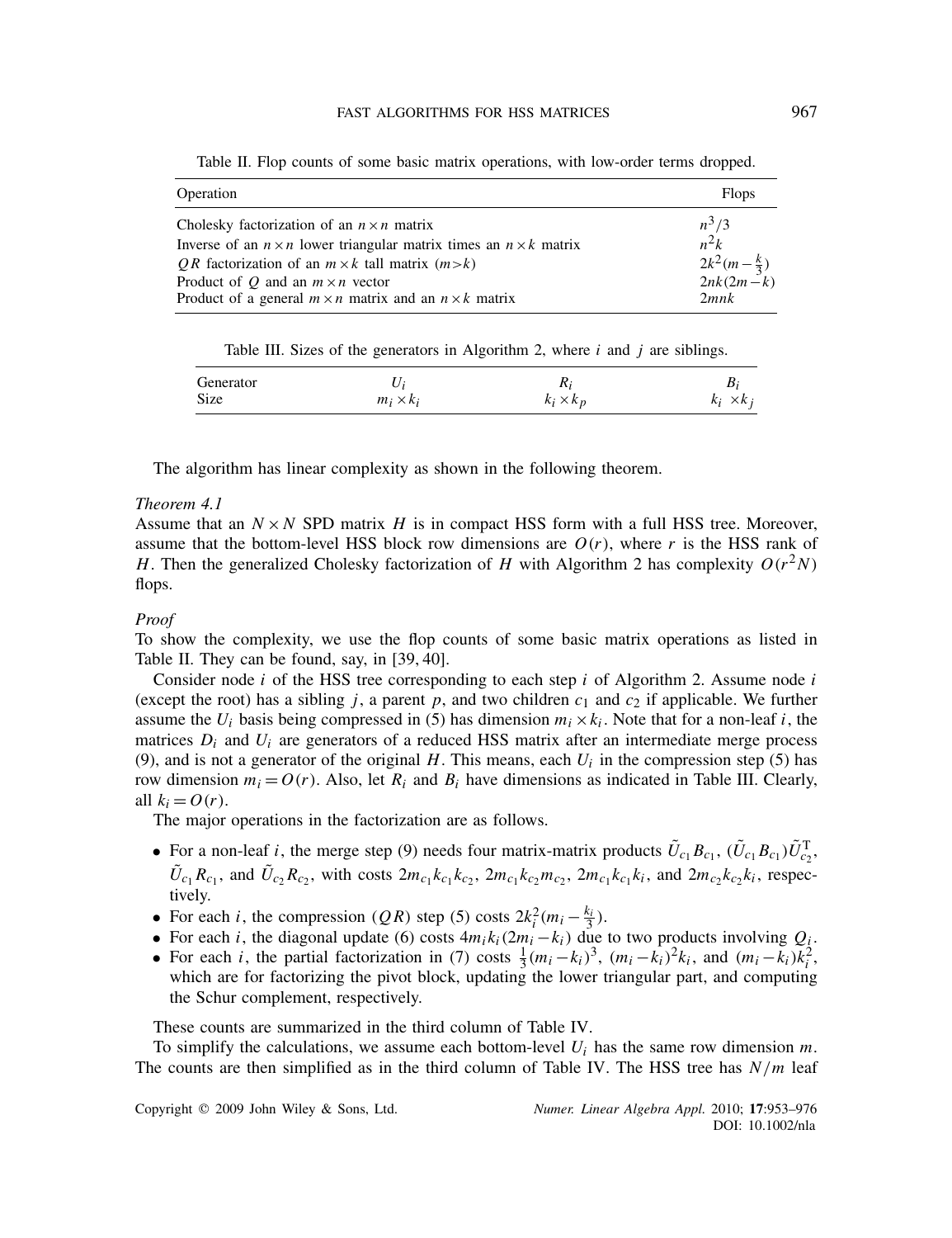Table II. Flop counts of some basic matrix operations, with low-order terms dropped.

| Operation | Flops |
|---|---|
| Cholesky factorization of an $n\times n$ matrix | $n^3/3$ |
| Inverse of an $n\times n$ lower triangular matrix times an $n\times k$ matrix | $n^2k$ |
| $QR$ factorization of an $m\times k$ tall matrix ($m>k$) | $2k^2(m-\frac{k}{3})$ |
| Product of $Q$ and an $m\times n$ vector | $2nk(2m-k)$ |
| Product of a general $m\times n$ matrix and an $n\times k$ matrix | $2mnk$ |

Table III. Sizes of the generators in Algorithm 2, where $i$ and $j$ are siblings.

| Generator | $U_i$ | $R_i$ | $B_i$ |
|---|---|---|---|
| Size | $m_i\times k_i$ | $k_i\times k_p$ | $k_i\times k_j$ |

The algorithm has linear complexity as shown in the following theorem.

*Theorem 4.1*

Assume that an $N\times N$ SPD matrix $H$ is in compact HSS form with a full HSS tree. Moreover, assume that the bottom-level HSS block row dimensions are $O(r)$, where $r$ is the HSS rank of $H$. Then the generalized Cholesky factorization of $H$ with Algorithm 2 has complexity $O(r^2N)$ flops.

*Proof*

To show the complexity, we use the flop counts of some basic matrix operations as listed in Table II. They can be found, say, in [39, 40].

Consider node $i$ of the HSS tree corresponding to each step $i$ of Algorithm 2. Assume node $i$ (except the root) has a sibling $j$, a parent $p$, and two children $c_1$ and $c_2$ if applicable. We further assume the $U_i$ basis being compressed in (5) has dimension $m_i\times k_i$. Note that for a non-leaf $i$, the matrices $D_i$ and $U_i$ are generators of a reduced HSS matrix after an intermediate merge process (9), and is not a generator of the original $H$. This means, each $U_i$ in the compression step (5) has row dimension $m_i = O(r)$. Also, let $R_i$ and $B_i$ have dimensions as indicated in Table III. Clearly, all $k_i = O(r)$.

The major operations in the factorization are as follows.

- For a non-leaf $i$, the merge step (9) needs four matrix-matrix products $\tilde{U}_{c_1}B_{c_1}$, $(\tilde{U}_{c_1}B_{c_1})\tilde{U}_{c_2}^{\mathrm{T}}$, $\tilde{U}_{c_1}R_{c_1}$, and $\tilde{U}_{c_2}R_{c_2}$, with costs $2m_{c_1}k_{c_1}k_{c_2}$, $2m_{c_1}k_{c_2}m_{c_2}$, $2m_{c_1}k_{c_1}k_i$, and $2m_{c_2}k_{c_2}k_i$, respectively.
- For each $i$, the compression ($QR$) step (5) costs $2k_i^2(m_i-\frac{k_i}{3})$.
- For each $i$, the diagonal update (6) costs $4m_ik_i(2m_i-k_i)$ due to two products involving $Q_i$.
- For each $i$, the partial factorization in (7) costs $\frac{1}{3}(m_i-k_i)^3$, $(m_i-k_i)^2k_i$, and $(m_i-k_i)k_i^2$, which are for factorizing the pivot block, updating the lower triangular part, and computing the Schur complement, respectively.

These counts are summarized in the third column of Table IV.

To simplify the calculations, we assume each bottom-level $U_i$ has the same row dimension $m$. The counts are then simplified as in the third column of Table IV. The HSS tree has $N/m$ leaf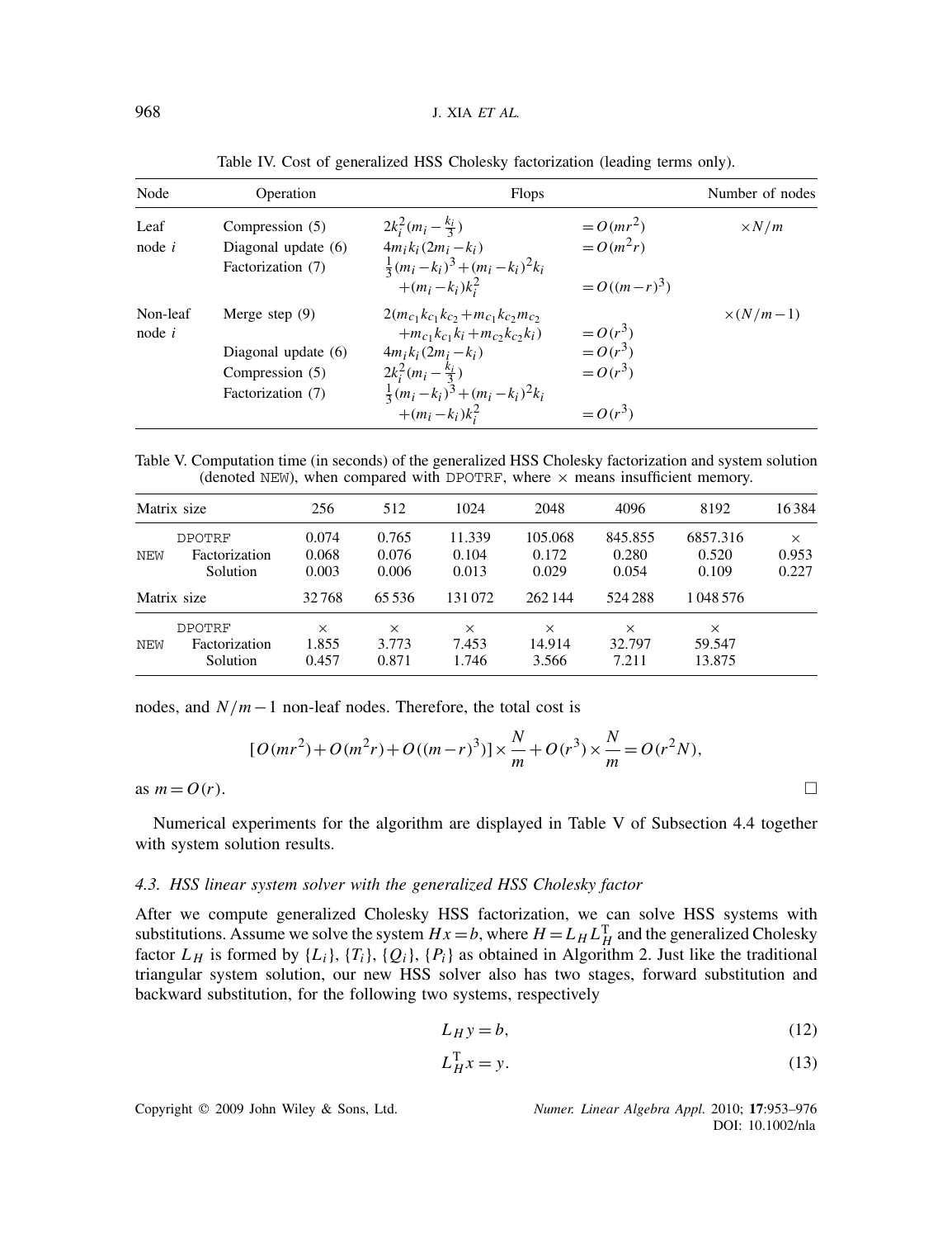Table IV. Cost of generalized HSS Cholesky factorization (leading terms only).

| Node | Operation | Flops | | Number of nodes |
|---|---|---|---|---|
| Leaf node $i$ | Compression (5) | $2k_i^2(m_i - \frac{k_i}{3})$ | $= O(mr^2)$ | $\times N/m$ |
| | Diagonal update (6) | $4m_ik_i(2m_i - k_i)$ | $= O(m^2r)$ | |
| | Factorization (7) | $\frac{1}{3}(m_i-k_i)^3 + (m_i-k_i)^2k_i + (m_i-k_i)k_i^2$ | $= O((m-r)^3)$ | |
| Non-leaf node $i$ | Merge step (9) | $2(m_{c_1}k_{c_1}k_{c_2} + m_{c_1}k_{c_2}m_{c_2} + m_{c_1}k_{c_1}k_i + m_{c_2}k_{c_2}k_i)$ | $= O(r^3)$ | $\times(N/m - 1)$ |
| | Diagonal update (6) | $4m_ik_i(2m_i - k_i)$ | $= O(r^3)$ | |
| | Compression (5) | $2k_i^2(m_i - \frac{k_i}{3})$ | $= O(r^3)$ | |
| | Factorization (7) | $\frac{1}{3}(m_i-k_i)^3 + (m_i-k_i)^2k_i + (m_i-k_i)k_i^2$ | $= O(r^3)$ | |

Table V. Computation time (in seconds) of the generalized HSS Cholesky factorization and system solution (denoted NEW), when compared with DPOTRF, where × means insufficient memory.

| Matrix size | | 256 | 512 | 1024 | 2048 | 4096 | 8192 | 16 384 |
|---|---|---|---|---|---|---|---|---|
| DPOTRF | | 0.074 | 0.765 | 11.339 | 105.068 | 845.855 | 6857.316 | × |
| NEW | Factorization | 0.068 | 0.076 | 0.104 | 0.172 | 0.280 | 0.520 | 0.953 |
| | Solution | 0.003 | 0.006 | 0.013 | 0.029 | 0.054 | 0.109 | 0.227 |
| Matrix size | | 32 768 | 65 536 | 131 072 | 262 144 | 524 288 | 1 048 576 | |
| DPOTRF | | × | × | × | × | × | × | |
| NEW | Factorization | 1.855 | 3.773 | 7.453 | 14.914 | 32.797 | 59.547 | |
| | Solution | 0.457 | 0.871 | 1.746 | 3.566 | 7.211 | 13.875 | |

nodes, and $N/m-1$ non-leaf nodes. Therefore, the total cost is

$$[O(mr^2)+O(m^2r)+O((m-r)^3)]\times\frac{N}{m}+O(r^3)\times\frac{N}{m}=O(r^2N),$$

as $m=O(r)$. □

Numerical experiments for the algorithm are displayed in Table V of Subsection 4.4 together with system solution results.

### 4.3. HSS linear system solver with the generalized HSS Cholesky factor

After we compute generalized Cholesky HSS factorization, we can solve HSS systems with substitutions. Assume we solve the system $Hx=b$, where $H=L_HL_H^{\mathrm{T}}$ and the generalized Cholesky factor $L_H$ is formed by $\{L_i\}$, $\{T_i\}$, $\{Q_i\}$, $\{P_i\}$ as obtained in Algorithm 2. Just like the traditional triangular system solution, our new HSS solver also has two stages, forward substitution and backward substitution, for the following two systems, respectively

$$L_Hy=b, \tag{12}$$

$$L_H^{\mathrm{T}}x=y. \tag{13}$$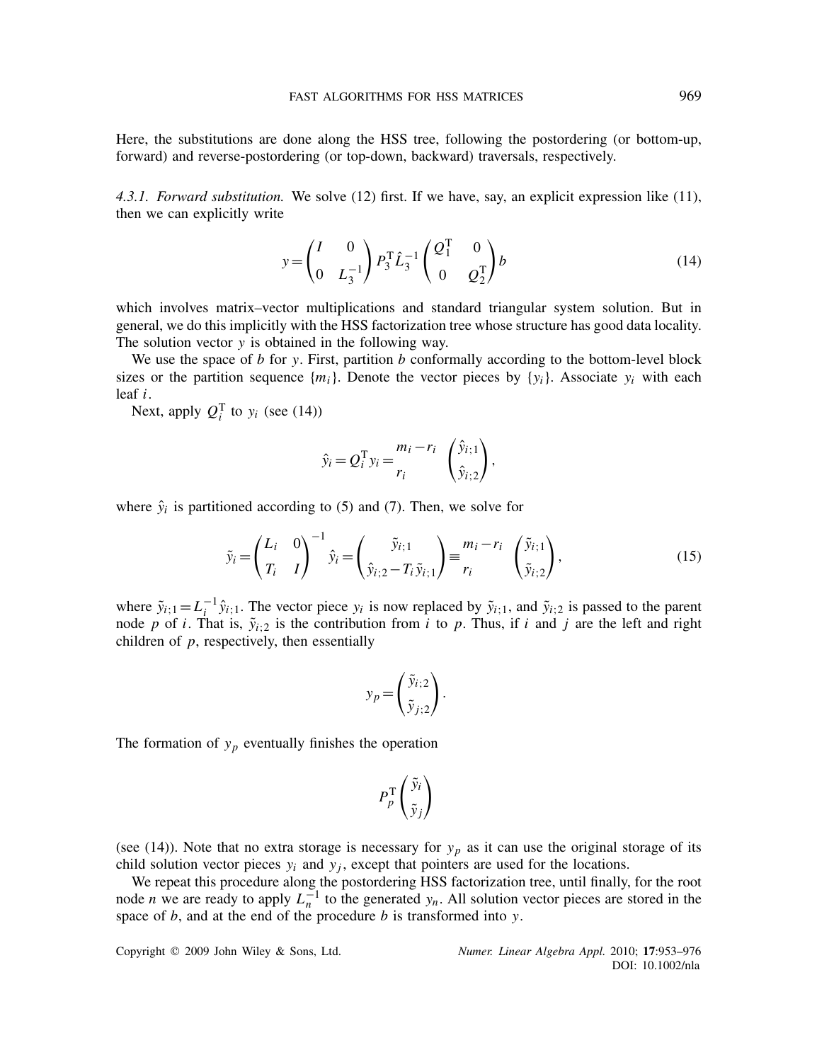Here, the substitutions are done along the HSS tree, following the postordering (or bottom-up, forward) and reverse-postordering (or top-down, backward) traversals, respectively.

*4.3.1. Forward substitution.* We solve (12) first. If we have, say, an explicit expression like (11), then we can explicitly write

$$y = \begin{pmatrix} I & 0 \\ 0 & L_3^{-1} \end{pmatrix} P_3^{\mathrm{T}} \hat{L}_3^{-1} \begin{pmatrix} Q_1^{\mathrm{T}} & 0 \\ 0 & Q_2^{\mathrm{T}} \end{pmatrix} b \tag{14}$$

which involves matrix–vector multiplications and standard triangular system solution. But in general, we do this implicitly with the HSS factorization tree whose structure has good data locality. The solution vector $y$ is obtained in the following way.

We use the space of $b$ for $y$. First, partition $b$ conformally according to the bottom-level block sizes or the partition sequence $\{m_i\}$. Denote the vector pieces by $\{y_i\}$. Associate $y_i$ with each leaf $i$.

Next, apply $Q_i^{\mathrm{T}}$ to $y_i$ (see (14))

$$\hat{y}_i = Q_i^{\mathrm{T}} y_i = \begin{matrix} m_i - r_i \\ r_i \end{matrix} \begin{pmatrix} \hat{y}_{i;1} \\ \hat{y}_{i;2} \end{pmatrix},$$

where $\hat{y}_i$ is partitioned according to (5) and (7). Then, we solve for

$$\tilde{y}_i = \begin{pmatrix} L_i & 0 \\ T_i & I \end{pmatrix}^{-1} \hat{y}_i = \begin{pmatrix} \tilde{y}_{i;1} \\ \hat{y}_{i;2} - T_i \tilde{y}_{i;1} \end{pmatrix} \equiv \begin{matrix} m_i - r_i \\ r_i \end{matrix} \begin{pmatrix} \tilde{y}_{i;1} \\ \tilde{y}_{i;2} \end{pmatrix}, \tag{15}$$

where $\tilde{y}_{i;1} = L_i^{-1} \hat{y}_{i;1}$. The vector piece $y_i$ is now replaced by $\tilde{y}_{i;1}$, and $\tilde{y}_{i;2}$ is passed to the parent node $p$ of $i$. That is, $\tilde{y}_{i;2}$ is the contribution from $i$ to $p$. Thus, if $i$ and $j$ are the left and right children of $p$, respectively, then essentially

$$y_p = \begin{pmatrix} \tilde{y}_{i;2} \\ \tilde{y}_{j;2} \end{pmatrix}.$$

The formation of $y_p$ eventually finishes the operation

$$P_p^{\mathrm{T}} \begin{pmatrix} \tilde{y}_i \\ \tilde{y}_j \end{pmatrix}$$

(see (14)). Note that no extra storage is necessary for $y_p$ as it can use the original storage of its child solution vector pieces $y_i$ and $y_j$, except that pointers are used for the locations.

We repeat this procedure along the postordering HSS factorization tree, until finally, for the root node $n$ we are ready to apply $L_n^{-1}$ to the generated $y_n$. All solution vector pieces are stored in the space of $b$, and at the end of the procedure $b$ is transformed into $y$.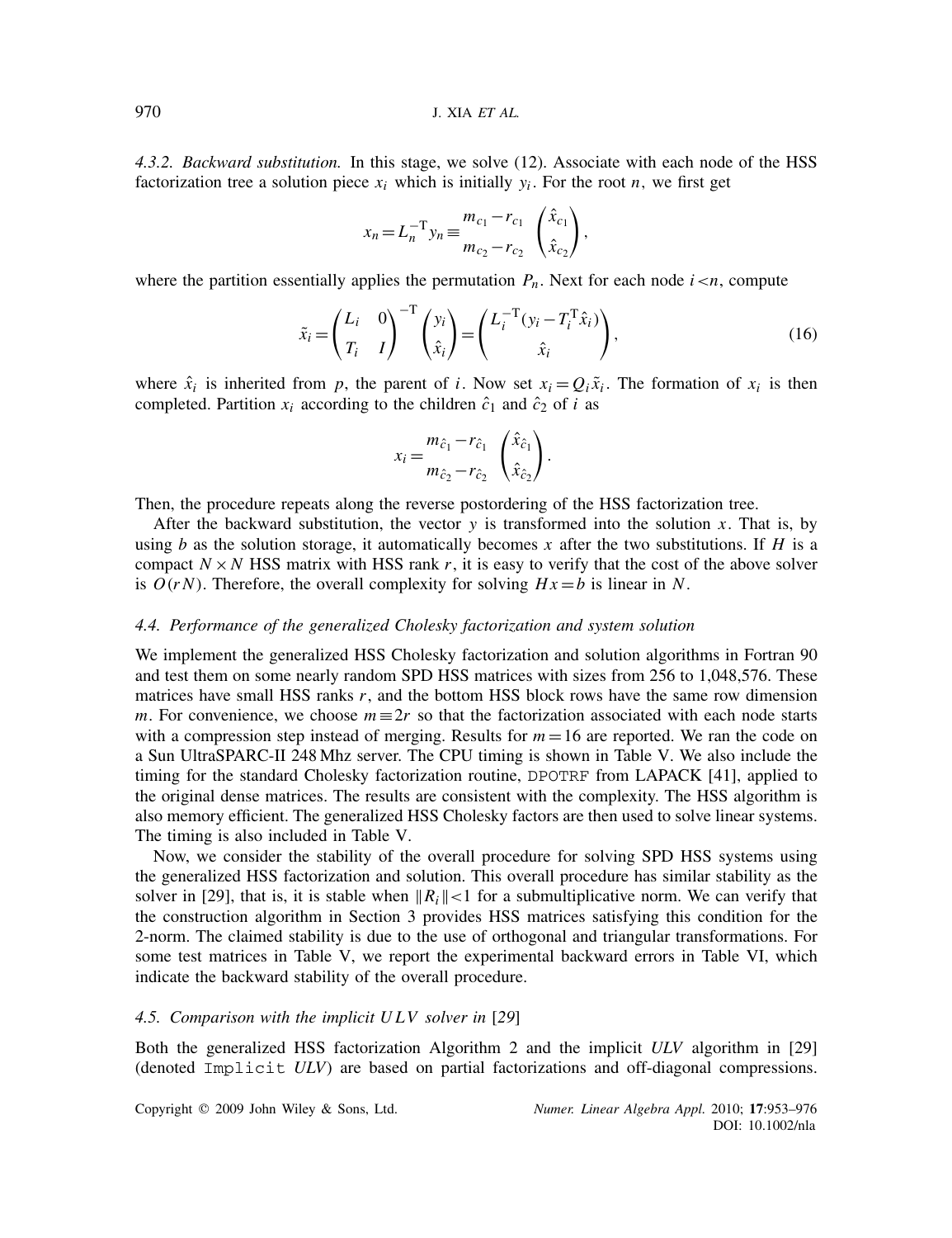*4.3.2. Backward substitution.* In this stage, we solve (12). Associate with each node of the HSS factorization tree a solution piece $x_i$ which is initially $y_i$. For the root $n$, we first get

$$x_n = L_n^{-\mathrm{T}} y_n \equiv \begin{matrix} m_{c_1} - r_{c_1} \\ m_{c_2} - r_{c_2} \end{matrix} \begin{pmatrix} \hat{x}_{c_1} \\ \hat{x}_{c_2} \end{pmatrix},$$

where the partition essentially applies the permutation $P_n$. Next for each node $i < n$, compute

$$\tilde{x}_i = \begin{pmatrix} L_i & 0 \\ T_i & I \end{pmatrix}^{-\mathrm{T}} \begin{pmatrix} y_i \\ \hat{x}_i \end{pmatrix} = \begin{pmatrix} L_i^{-\mathrm{T}}(y_i - T_i^{\mathrm{T}} \hat{x}_i) \\ \hat{x}_i \end{pmatrix}, \tag{16}$$

where $\hat{x}_i$ is inherited from $p$, the parent of $i$. Now set $x_i = Q_i \tilde{x}_i$. The formation of $x_i$ is then completed. Partition $x_i$ according to the children $\hat{c}_1$ and $\hat{c}_2$ of $i$ as

$$x_i = \begin{matrix} m_{\hat{c}_1} - r_{\hat{c}_1} \\ m_{\hat{c}_2} - r_{\hat{c}_2} \end{matrix} \begin{pmatrix} \hat{x}_{\hat{c}_1} \\ \hat{x}_{\hat{c}_2} \end{pmatrix}.$$

Then, the procedure repeats along the reverse postordering of the HSS factorization tree.

After the backward substitution, the vector $y$ is transformed into the solution $x$. That is, by using $b$ as the solution storage, it automatically becomes $x$ after the two substitutions. If $H$ is a compact $N \times N$ HSS matrix with HSS rank $r$, it is easy to verify that the cost of the above solver is $O(rN)$. Therefore, the overall complexity for solving $Hx = b$ is linear in $N$.

### *4.4. Performance of the generalized Cholesky factorization and system solution*

We implement the generalized HSS Cholesky factorization and solution algorithms in Fortran 90 and test them on some nearly random SPD HSS matrices with sizes from 256 to 1,048,576. These matrices have small HSS ranks $r$, and the bottom HSS block rows have the same row dimension $m$. For convenience, we choose $m \equiv 2r$ so that the factorization associated with each node starts with a compression step instead of merging. Results for $m = 16$ are reported. We ran the code on a Sun UltraSPARC-II 248 Mhz server. The CPU timing is shown in Table V. We also include the timing for the standard Cholesky factorization routine, `DPOTRF` from LAPACK [41], applied to the original dense matrices. The results are consistent with the complexity. The HSS algorithm is also memory efficient. The generalized HSS Cholesky factors are then used to solve linear systems. The timing is also included in Table V.

Now, we consider the stability of the overall procedure for solving SPD HSS systems using the generalized HSS factorization and solution. This overall procedure has similar stability as the solver in [29], that is, it is stable when $\|R_i\| < 1$ for a submultiplicative norm. We can verify that the construction algorithm in Section 3 provides HSS matrices satisfying this condition for the 2-norm. The claimed stability is due to the use of orthogonal and triangular transformations. For some test matrices in Table V, we report the experimental backward errors in Table VI, which indicate the backward stability of the overall procedure.

### *4.5. Comparison with the implicit ULV solver in [29]*

Both the generalized HSS factorization Algorithm 2 and the implicit *ULV* algorithm in [29] (denoted `Implicit` *ULV*) are based on partial factorizations and off-diagonal compressions.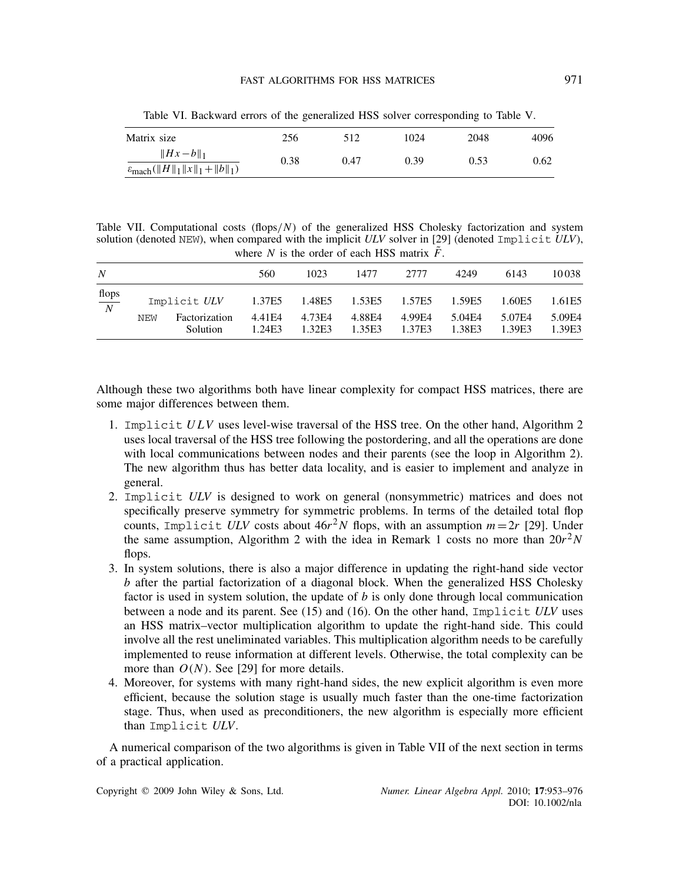Table VI. Backward errors of the generalized HSS solver corresponding to Table V.

| Matrix size | 256 | 512 | 1024 | 2048 | 4096 |
|---|---|---|---|---|---|
| $\dfrac{\|Hx-b\|_1}{\varepsilon_{\mathrm{mach}}(\|H\|_1\|x\|_1+\|b\|_1)}$ | 0.38 | 0.47 | 0.39 | 0.53 | 0.62 |

Table VII. Computational costs (flops$/N$) of the generalized HSS Cholesky factorization and system solution (denoted NEW), when compared with the implicit *ULV* solver in [29] (denoted Implicit *ULV*), where $N$ is the order of each HSS matrix $\tilde{F}$.

| $N$ | | | 560 | 1023 | 1477 | 2777 | 4249 | 6143 | 10 038 |
|---|---|---|---|---|---|---|---|---|---|
| $\frac{\text{flops}}{N}$ | Implicit *ULV* | | 1.37E5 | 1.48E5 | 1.53E5 | 1.57E5 | 1.59E5 | 1.60E5 | 1.61E5 |
| | NEW | Factorization | 4.41E4 | 4.73E4 | 4.88E4 | 4.99E4 | 5.04E4 | 5.07E4 | 5.09E4 |
| | | Solution | 1.24E3 | 1.32E3 | 1.35E3 | 1.37E3 | 1.38E3 | 1.39E3 | 1.39E3 |

Although these two algorithms both have linear complexity for compact HSS matrices, there are some major differences between them.

1. Implicit *ULV* uses level-wise traversal of the HSS tree. On the other hand, Algorithm 2 uses local traversal of the HSS tree following the postordering, and all the operations are done with local communications between nodes and their parents (see the loop in Algorithm 2). The new algorithm thus has better data locality, and is easier to implement and analyze in general.
2. Implicit *ULV* is designed to work on general (nonsymmetric) matrices and does not specifically preserve symmetry for symmetric problems. In terms of the detailed total flop counts, Implicit *ULV* costs about $46r^2N$ flops, with an assumption $m=2r$ [29]. Under the same assumption, Algorithm 2 with the idea in Remark 1 costs no more than $20r^2N$ flops.
3. In system solutions, there is also a major difference in updating the right-hand side vector $b$ after the partial factorization of a diagonal block. When the generalized HSS Cholesky factor is used in system solution, the update of $b$ is only done through local communication between a node and its parent. See (15) and (16). On the other hand, Implicit *ULV* uses an HSS matrix–vector multiplication algorithm to update the right-hand side. This could involve all the rest uneliminated variables. This multiplication algorithm needs to be carefully implemented to reuse information at different levels. Otherwise, the total complexity can be more than $O(N)$. See [29] for more details.
4. Moreover, for systems with many right-hand sides, the new explicit algorithm is even more efficient, because the solution stage is usually much faster than the one-time factorization stage. Thus, when used as preconditioners, the new algorithm is especially more efficient than Implicit *ULV*.

A numerical comparison of the two algorithms is given in Table VII of the next section in terms of a practical application.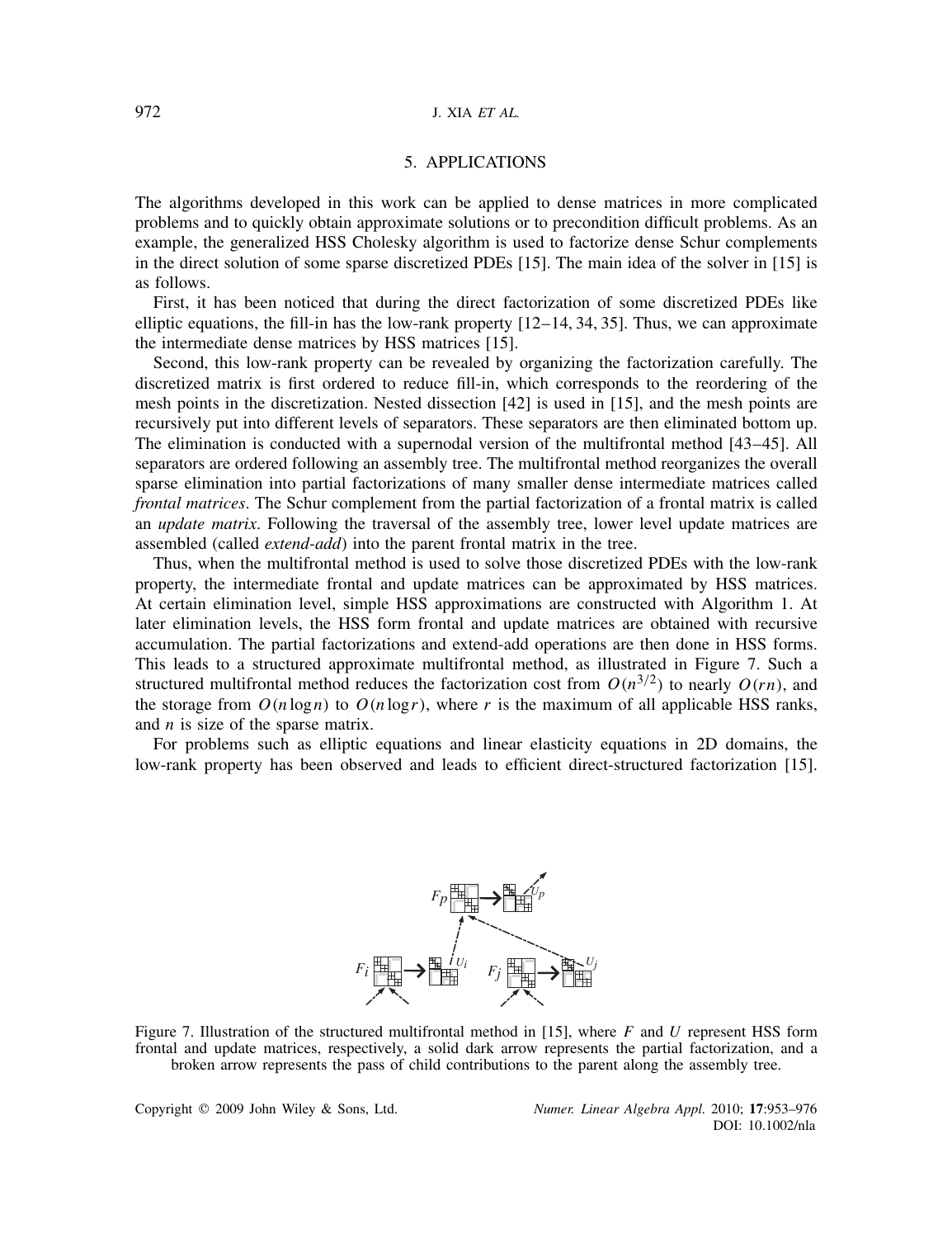## 5. APPLICATIONS

The algorithms developed in this work can be applied to dense matrices in more complicated problems and to quickly obtain approximate solutions or to precondition difficult problems. As an example, the generalized HSS Cholesky algorithm is used to factorize dense Schur complements in the direct solution of some sparse discretized PDEs [15]. The main idea of the solver in [15] is as follows.

First, it has been noticed that during the direct factorization of some discretized PDEs like elliptic equations, the fill-in has the low-rank property [12–14, 34, 35]. Thus, we can approximate the intermediate dense matrices by HSS matrices [15].

Second, this low-rank property can be revealed by organizing the factorization carefully. The discretized matrix is first ordered to reduce fill-in, which corresponds to the reordering of the mesh points in the discretization. Nested dissection [42] is used in [15], and the mesh points are recursively put into different levels of separators. These separators are then eliminated bottom up. The elimination is conducted with a supernodal version of the multifrontal method [43–45]. All separators are ordered following an assembly tree. The multifrontal method reorganizes the overall sparse elimination into partial factorizations of many smaller dense intermediate matrices called *frontal matrices*. The Schur complement from the partial factorization of a frontal matrix is called an *update matrix*. Following the traversal of the assembly tree, lower level update matrices are assembled (called *extend-add*) into the parent frontal matrix in the tree.

Thus, when the multifrontal method is used to solve those discretized PDEs with the low-rank property, the intermediate frontal and update matrices can be approximated by HSS matrices. At certain elimination level, simple HSS approximations are constructed with Algorithm 1. At later elimination levels, the HSS form frontal and update matrices are obtained with recursive accumulation. The partial factorizations and extend-add operations are then done in HSS forms. This leads to a structured approximate multifrontal method, as illustrated in Figure 7. Such a structured multifrontal method reduces the factorization cost from $O(n^{3/2})$ to nearly $O(rn)$, and the storage from $O(n \log n)$ to $O(n \log r)$, where $r$ is the maximum of all applicable HSS ranks, and $n$ is size of the sparse matrix.

For problems such as elliptic equations and linear elasticity equations in 2D domains, the low-rank property has been observed and leads to efficient direct-structured factorization [15].

Figure 7. Illustration of the structured multifrontal method in [15], where $F$ and $U$ represent HSS form frontal and update matrices, respectively, a solid dark arrow represents the partial factorization, and a broken arrow represents the pass of child contributions to the parent along the assembly tree.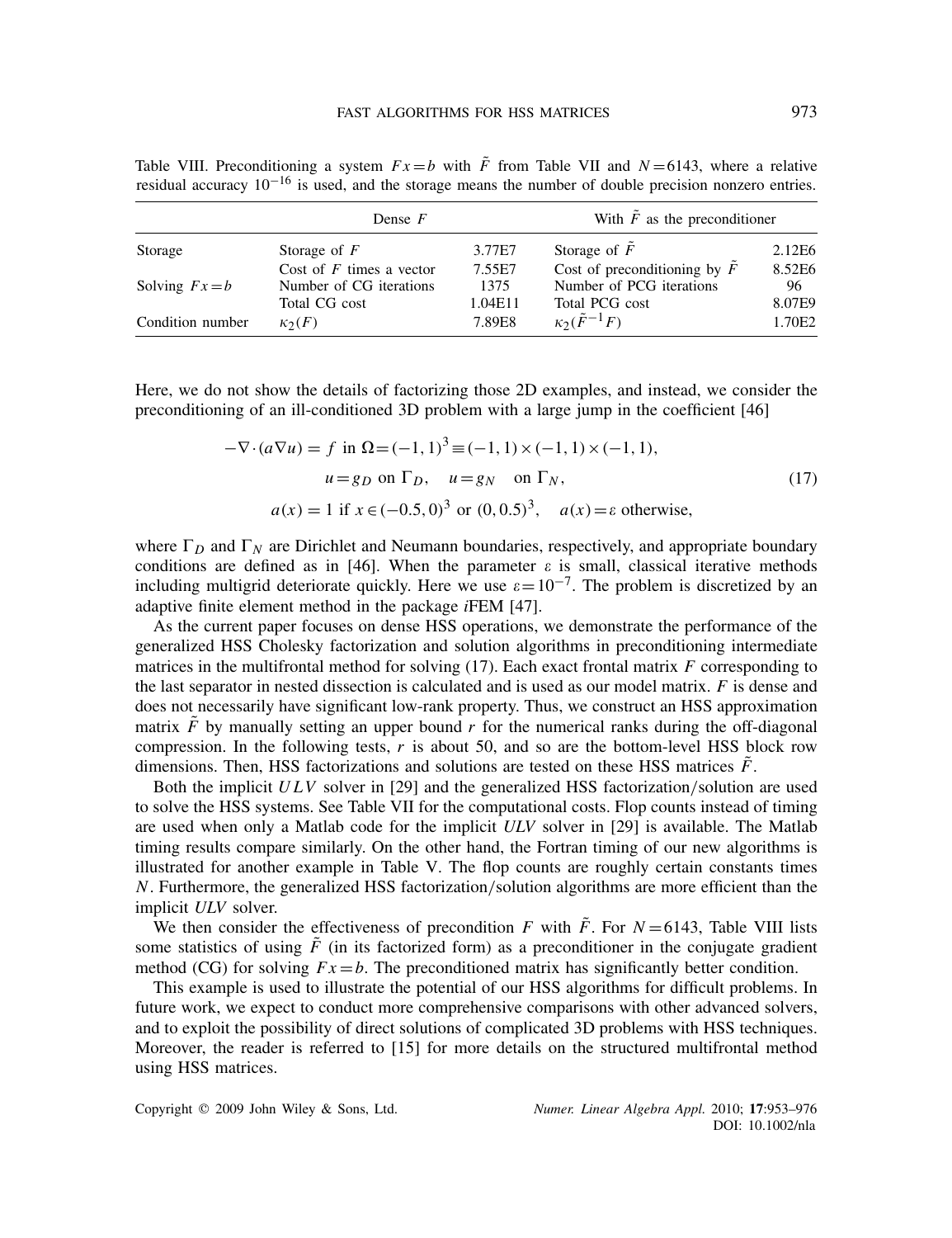Table VIII. Preconditioning a system $Fx = b$ with $\tilde{F}$ from Table VII and $N = 6143$, where a relative residual accuracy $10^{-16}$ is used, and the storage means the number of double precision nonzero entries.

| | Dense $F$ | | With $\tilde{F}$ as the preconditioner | |
|---|---|---|---|---|
| Storage | Storage of $F$ | 3.77E7 | Storage of $\tilde{F}$ | 2.12E6 |
| | Cost of $F$ times a vector | 7.55E7 | Cost of preconditioning by $\tilde{F}$ | 8.52E6 |
| Solving $Fx = b$ | Number of CG iterations | 1375 | Number of PCG iterations | 96 |
| | Total CG cost | 1.04E11 | Total PCG cost | 8.07E9 |
| Condition number | $\kappa_2(F)$ | 7.89E8 | $\kappa_2(\tilde{F}^{-1}F)$ | 1.70E2 |

Here, we do not show the details of factorizing those 2D examples, and instead, we consider the preconditioning of an ill-conditioned 3D problem with a large jump in the coefficient [46]

$$
\begin{aligned}
-\nabla \cdot (a \nabla u) = f \text{ in } \Omega = (-1,1)^3 \equiv (-1,1) \times (-1,1) \times (-1,1), \\
u = g_D \text{ on } \Gamma_D, \quad u = g_N \quad \text{on } \Gamma_N, \\
a(x) = 1 \text{ if } x \in (-0.5, 0)^3 \text{ or } (0, 0.5)^3, \quad a(x) = \varepsilon \text{ otherwise,}
\end{aligned}
\tag{17}
$$

where $\Gamma_D$ and $\Gamma_N$ are Dirichlet and Neumann boundaries, respectively, and appropriate boundary conditions are defined as in [46]. When the parameter $\varepsilon$ is small, classical iterative methods including multigrid deteriorate quickly. Here we use $\varepsilon = 10^{-7}$. The problem is discretized by an adaptive finite element method in the package *i*FEM [47].

As the current paper focuses on dense HSS operations, we demonstrate the performance of the generalized HSS Cholesky factorization and solution algorithms in preconditioning intermediate matrices in the multifrontal method for solving (17). Each exact frontal matrix $F$ corresponding to the last separator in nested dissection is calculated and is used as our model matrix. $F$ is dense and does not necessarily have significant low-rank property. Thus, we construct an HSS approximation matrix $\tilde{F}$ by manually setting an upper bound $r$ for the numerical ranks during the off-diagonal compression. In the following tests, $r$ is about 50, and so are the bottom-level HSS block row dimensions. Then, HSS factorizations and solutions are tested on these HSS matrices $\tilde{F}$.

Both the implicit *ULV* solver in [29] and the generalized HSS factorization/solution are used to solve the HSS systems. See Table VII for the computational costs. Flop counts instead of timing are used when only a Matlab code for the implicit *ULV* solver in [29] is available. The Matlab timing results compare similarly. On the other hand, the Fortran timing of our new algorithms is illustrated for another example in Table V. The flop counts are roughly certain constants times $N$. Furthermore, the generalized HSS factorization/solution algorithms are more efficient than the implicit *ULV* solver.

We then consider the effectiveness of precondition $F$ with $\tilde{F}$. For $N = 6143$, Table VIII lists some statistics of using $\tilde{F}$ (in its factorized form) as a preconditioner in the conjugate gradient method (CG) for solving $Fx = b$. The preconditioned matrix has significantly better condition.

This example is used to illustrate the potential of our HSS algorithms for difficult problems. In future work, we expect to conduct more comprehensive comparisons with other advanced solvers, and to exploit the possibility of direct solutions of complicated 3D problems with HSS techniques. Moreover, the reader is referred to [15] for more details on the structured multifrontal method using HSS matrices.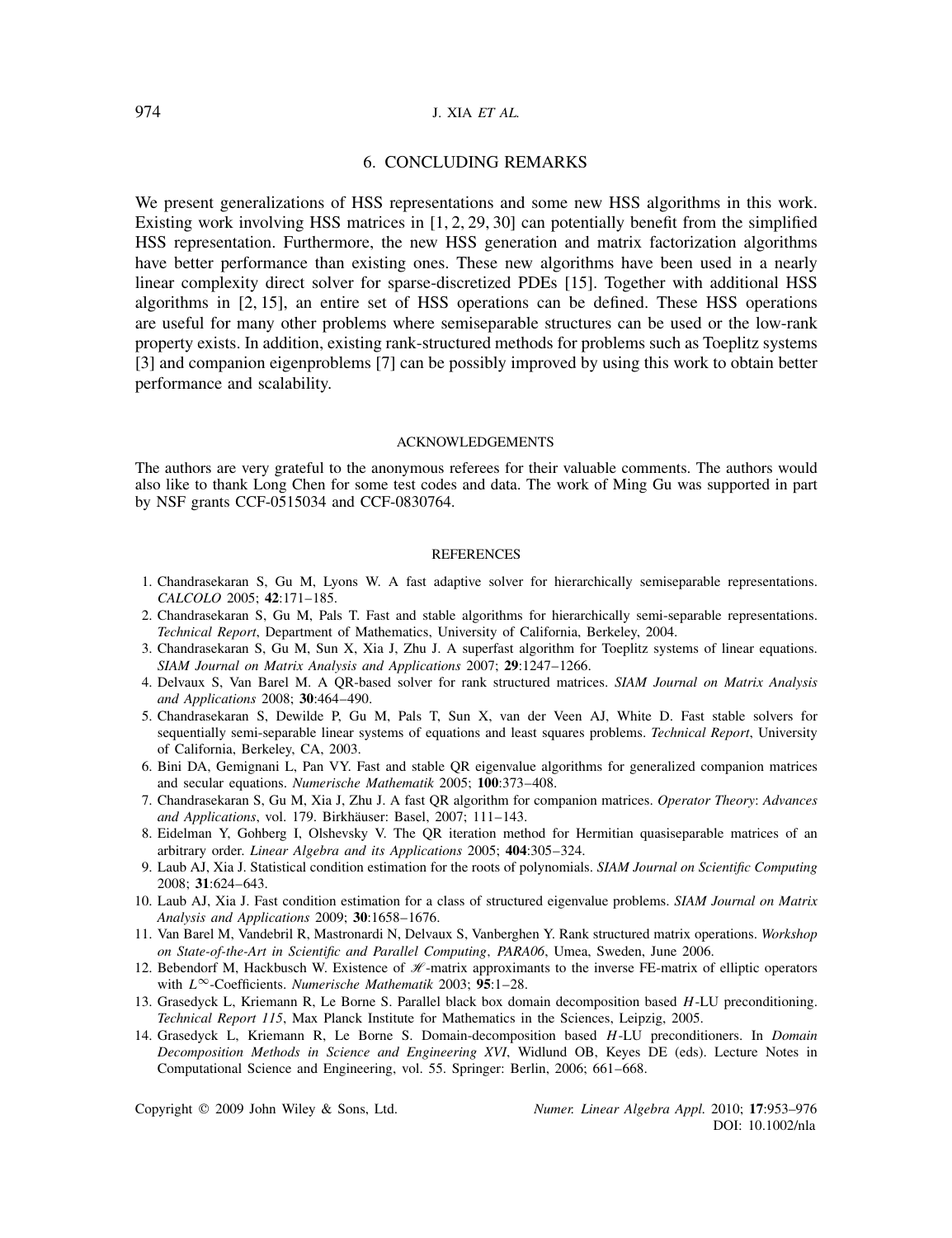## 6. CONCLUDING REMARKS

We present generalizations of HSS representations and some new HSS algorithms in this work. Existing work involving HSS matrices in [1, 2, 29, 30] can potentially benefit from the simplified HSS representation. Furthermore, the new HSS generation and matrix factorization algorithms have better performance than existing ones. These new algorithms have been used in a nearly linear complexity direct solver for sparse-discretized PDEs [15]. Together with additional HSS algorithms in [2, 15], an entire set of HSS operations can be defined. These HSS operations are useful for many other problems where semiseparable structures can be used or the low-rank property exists. In addition, existing rank-structured methods for problems such as Toeplitz systems [3] and companion eigenproblems [7] can be possibly improved by using this work to obtain better performance and scalability.

### ACKNOWLEDGEMENTS

The authors are very grateful to the anonymous referees for their valuable comments. The authors would also like to thank Long Chen for some test codes and data. The work of Ming Gu was supported in part by NSF grants CCF-0515034 and CCF-0830764.

### REFERENCES

1. Chandrasekaran S, Gu M, Lyons W. A fast adaptive solver for hierarchically semiseparable representations. *CALCOLO* 2005; **42**:171–185.
2. Chandrasekaran S, Gu M, Pals T. Fast and stable algorithms for hierarchically semi-separable representations. *Technical Report*, Department of Mathematics, University of California, Berkeley, 2004.
3. Chandrasekaran S, Gu M, Sun X, Xia J, Zhu J. A superfast algorithm for Toeplitz systems of linear equations. *SIAM Journal on Matrix Analysis and Applications* 2007; **29**:1247–1266.
4. Delvaux S, Van Barel M. A QR-based solver for rank structured matrices. *SIAM Journal on Matrix Analysis and Applications* 2008; **30**:464–490.
5. Chandrasekaran S, Dewilde P, Gu M, Pals T, Sun X, van der Veen AJ, White D. Fast stable solvers for sequentially semi-separable linear systems of equations and least squares problems. *Technical Report*, University of California, Berkeley, CA, 2003.
6. Bini DA, Gemignani L, Pan VY. Fast and stable QR eigenvalue algorithms for generalized companion matrices and secular equations. *Numerische Mathematik* 2005; **100**:373–408.
7. Chandrasekaran S, Gu M, Xia J, Zhu J. A fast QR algorithm for companion matrices. *Operator Theory*: *Advances and Applications*, vol. 179. Birkhäuser: Basel, 2007; 111–143.
8. Eidelman Y, Gohberg I, Olshevsky V. The QR iteration method for Hermitian quasiseparable matrices of an arbitrary order. *Linear Algebra and its Applications* 2005; **404**:305–324.
9. Laub AJ, Xia J. Statistical condition estimation for the roots of polynomials. *SIAM Journal on Scientific Computing* 2008; **31**:624–643.
10. Laub AJ, Xia J. Fast condition estimation for a class of structured eigenvalue problems. *SIAM Journal on Matrix Analysis and Applications* 2009; **30**:1658–1676.
11. Van Barel M, Vandebril R, Mastronardi N, Delvaux S, Vanberghen Y. Rank structured matrix operations. *Workshop on State-of-the-Art in Scientific and Parallel Computing*, *PARA06*, Umea, Sweden, June 2006.
12. Bebendorf M, Hackbusch W. Existence of $\mathscr{H}$-matrix approximants to the inverse FE-matrix of elliptic operators with $L^\infty$-Coefficients. *Numerische Mathematik* 2003; **95**:1–28.
13. Grasedyck L, Kriemann R, Le Borne S. Parallel black box domain decomposition based $H$-LU preconditioning. *Technical Report 115*, Max Planck Institute for Mathematics in the Sciences, Leipzig, 2005.
14. Grasedyck L, Kriemann R, Le Borne S. Domain-decomposition based $H$-LU preconditioners. In *Domain Decomposition Methods in Science and Engineering XVI*, Widlund OB, Keyes DE (eds). Lecture Notes in Computational Science and Engineering, vol. 55. Springer: Berlin, 2006; 661–668.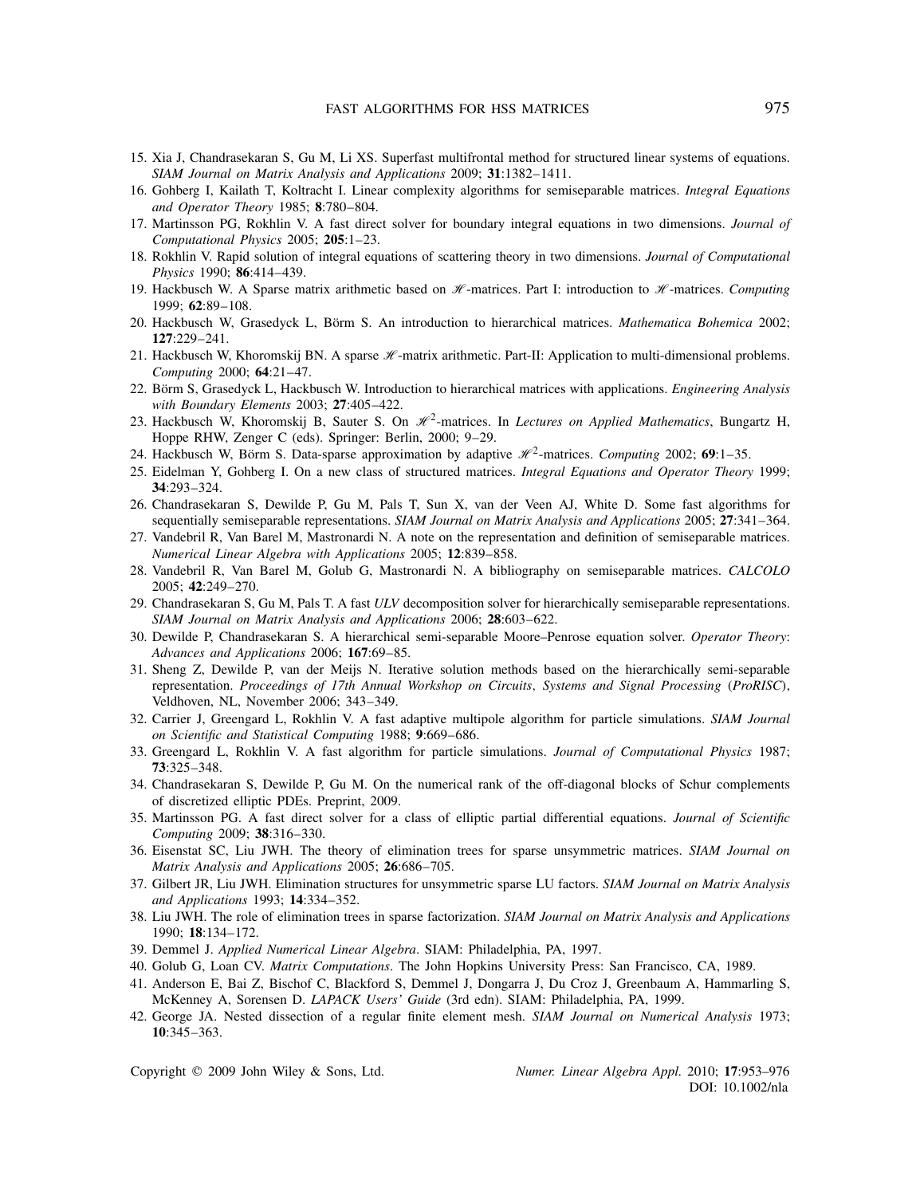15. Xia J, Chandrasekaran S, Gu M, Li XS. Superfast multifrontal method for structured linear systems of equations. *SIAM Journal on Matrix Analysis and Applications* 2009; **31**:1382–1411.
16. Gohberg I, Kailath T, Koltracht I. Linear complexity algorithms for semiseparable matrices. *Integral Equations and Operator Theory* 1985; **8**:780–804.
17. Martinsson PG, Rokhlin V. A fast direct solver for boundary integral equations in two dimensions. *Journal of Computational Physics* 2005; **205**:1–23.
18. Rokhlin V. Rapid solution of integral equations of scattering theory in two dimensions. *Journal of Computational Physics* 1990; **86**:414–439.
19. Hackbusch W. A Sparse matrix arithmetic based on $\mathscr{H}$-matrices. Part I: introduction to $\mathscr{H}$-matrices. *Computing* 1999; **62**:89–108.
20. Hackbusch W, Grasedyck L, Börm S. An introduction to hierarchical matrices. *Mathematica Bohemica* 2002; **127**:229–241.
21. Hackbusch W, Khoromskij BN. A sparse $\mathscr{H}$-matrix arithmetic. Part-II: Application to multi-dimensional problems. *Computing* 2000; **64**:21–47.
22. Börm S, Grasedyck L, Hackbusch W. Introduction to hierarchical matrices with applications. *Engineering Analysis with Boundary Elements* 2003; **27**:405–422.
23. Hackbusch W, Khoromskij B, Sauter S. On $\mathscr{H}^2$-matrices. In *Lectures on Applied Mathematics*, Bungartz H, Hoppe RHW, Zenger C (eds). Springer: Berlin, 2000; 9–29.
24. Hackbusch W, Börm S. Data-sparse approximation by adaptive $\mathscr{H}^2$-matrices. *Computing* 2002; **69**:1–35.
25. Eidelman Y, Gohberg I. On a new class of structured matrices. *Integral Equations and Operator Theory* 1999; **34**:293–324.
26. Chandrasekaran S, Dewilde P, Gu M, Pals T, Sun X, van der Veen AJ, White D. Some fast algorithms for sequentially semiseparable representations. *SIAM Journal on Matrix Analysis and Applications* 2005; **27**:341–364.
27. Vandebril R, Van Barel M, Mastronardi N. A note on the representation and definition of semiseparable matrices. *Numerical Linear Algebra with Applications* 2005; **12**:839–858.
28. Vandebril R, Van Barel M, Golub G, Mastronardi N. A bibliography on semiseparable matrices. *CALCOLO* 2005; **42**:249–270.
29. Chandrasekaran S, Gu M, Pals T. A fast *ULV* decomposition solver for hierarchically semiseparable representations. *SIAM Journal on Matrix Analysis and Applications* 2006; **28**:603–622.
30. Dewilde P, Chandrasekaran S. A hierarchical semi-separable Moore–Penrose equation solver. *Operator Theory: Advances and Applications* 2006; **167**:69–85.
31. Sheng Z, Dewilde P, van der Meijs N. Iterative solution methods based on the hierarchically semi-separable representation. *Proceedings of 17th Annual Workshop on Circuits, Systems and Signal Processing (ProRISC)*, Veldhoven, NL, November 2006; 343–349.
32. Carrier J, Greengard L, Rokhlin V. A fast adaptive multipole algorithm for particle simulations. *SIAM Journal on Scientific and Statistical Computing* 1988; **9**:669–686.
33. Greengard L, Rokhlin V. A fast algorithm for particle simulations. *Journal of Computational Physics* 1987; **73**:325–348.
34. Chandrasekaran S, Dewilde P, Gu M. On the numerical rank of the off-diagonal blocks of Schur complements of discretized elliptic PDEs. Preprint, 2009.
35. Martinsson PG. A fast direct solver for a class of elliptic partial differential equations. *Journal of Scientific Computing* 2009; **38**:316–330.
36. Eisenstat SC, Liu JWH. The theory of elimination trees for sparse unsymmetric matrices. *SIAM Journal on Matrix Analysis and Applications* 2005; **26**:686–705.
37. Gilbert JR, Liu JWH. Elimination structures for unsymmetric sparse LU factors. *SIAM Journal on Matrix Analysis and Applications* 1993; **14**:334–352.
38. Liu JWH. The role of elimination trees in sparse factorization. *SIAM Journal on Matrix Analysis and Applications* 1990; **18**:134–172.
39. Demmel J. *Applied Numerical Linear Algebra*. SIAM: Philadelphia, PA, 1997.
40. Golub G, Loan CV. *Matrix Computations*. The John Hopkins University Press: San Francisco, CA, 1989.
41. Anderson E, Bai Z, Bischof C, Blackford S, Demmel J, Dongarra J, Du Croz J, Greenbaum A, Hammarling S, McKenney A, Sorensen D. *LAPACK Users' Guide* (3rd edn). SIAM: Philadelphia, PA, 1999.
42. George JA. Nested dissection of a regular finite element mesh. *SIAM Journal on Numerical Analysis* 1973; **10**:345–363.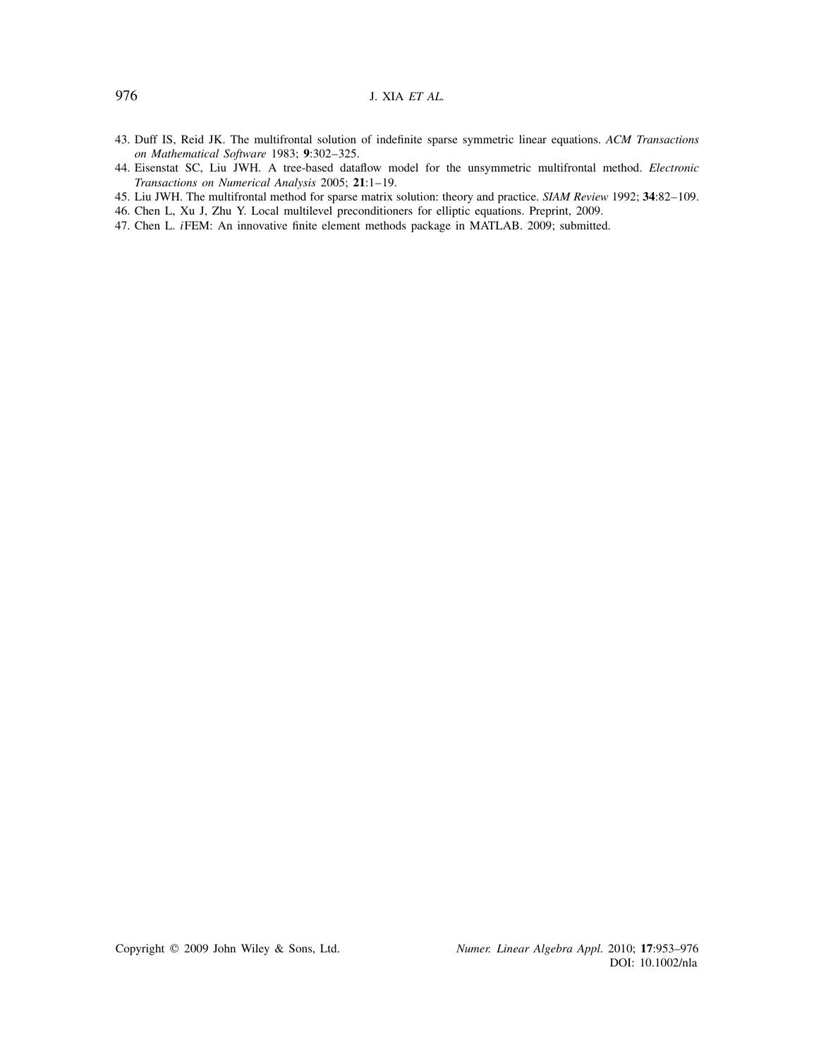43. Duff IS, Reid JK. The multifrontal solution of indefinite sparse symmetric linear equations. *ACM Transactions on Mathematical Software* 1983; **9**:302–325.
44. Eisenstat SC, Liu JWH. A tree-based dataflow model for the unsymmetric multifrontal method. *Electronic Transactions on Numerical Analysis* 2005; **21**:1–19.
45. Liu JWH. The multifrontal method for sparse matrix solution: theory and practice. *SIAM Review* 1992; **34**:82–109.
46. Chen L, Xu J, Zhu Y. Local multilevel preconditioners for elliptic equations. Preprint, 2009.
47. Chen L. *i*FEM: An innovative finite element methods package in MATLAB. 2009; submitted.